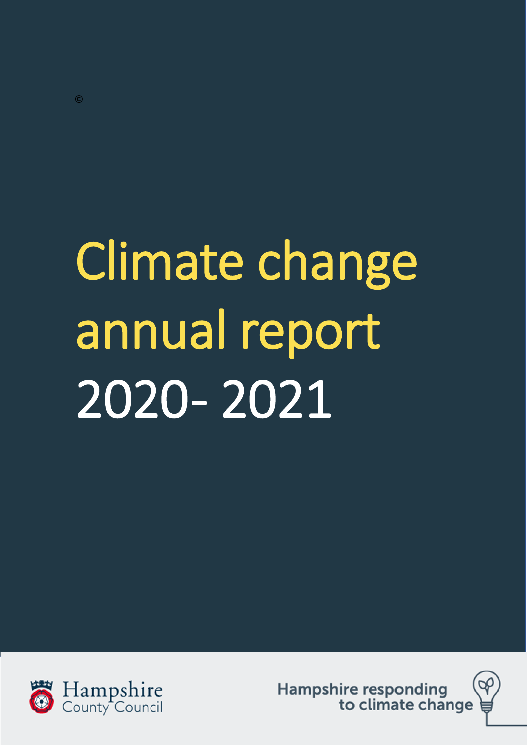©

# Climate change annual report 2020- 2021

Hampshire County Council

Hampshire responding to climate change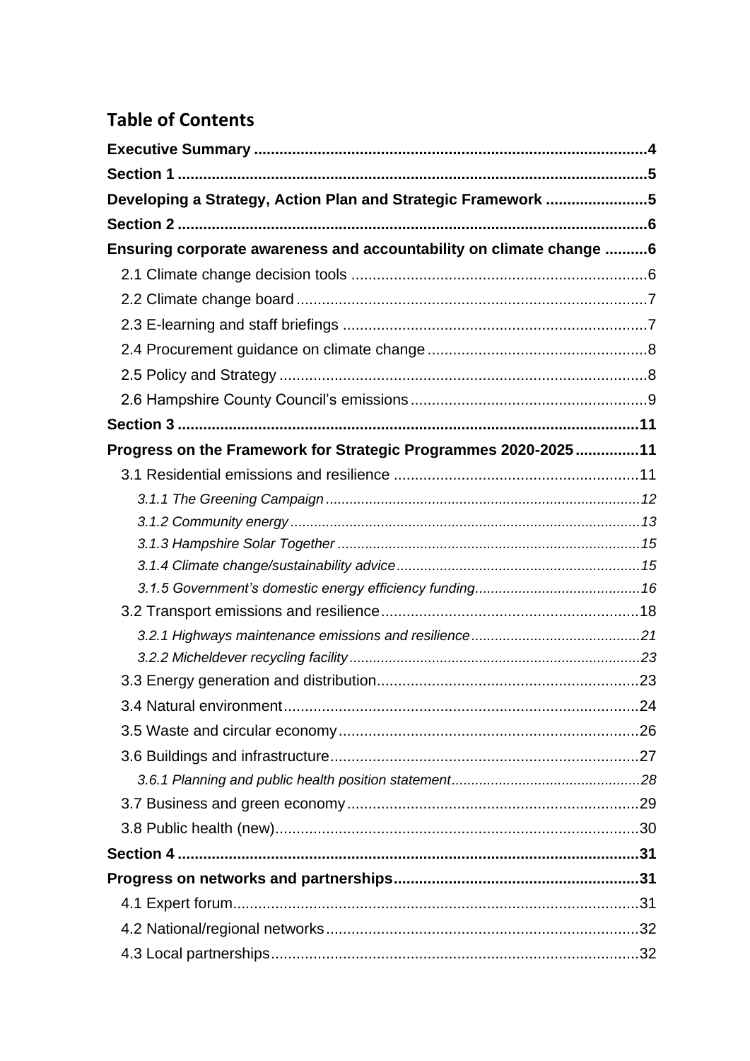## Table of Contents

**Executive Summary** ........................................................................................4

**Section 1** ........................................................................................5

**Developing a Strategy, Action Plan and Strategic Framework** ........................5

**Section 2** ........................................................................................6

**Ensuring corporate awareness and accountability on climate change** ..........6

- 2.1 Climate change decision tools ........................................................6
- 2.2 Climate change board ........................................................7
- 2.3 E-learning and staff briefings ........................................................7
- 2.4 Procurement guidance on climate change ........................................8
- 2.5 Policy and Strategy ........................................................8
- 2.6 Hampshire County Council's emissions ........................................9

**Section 3** ........................................................................................11

**Progress on the Framework for Strategic Programmes 2020-2025** ...............11

- 3.1 Residential emissions and resilience ........................................11
  - *3.1.1 The Greening Campaign* ........................................12
  - *3.1.2 Community energy* ........................................13
  - *3.1.3 Hampshire Solar Together* ........................................15
  - *3.1.4 Climate change/sustainability advice* ........................................15
  - *3.1.5 Government's domestic energy efficiency funding* ........................16
- 3.2 Transport emissions and resilience ........................................18
  - *3.2.1 Highways maintenance emissions and resilience* ........................21
  - *3.2.2 Micheldever recycling facility* ........................................23
- 3.3 Energy generation and distribution ........................................23
- 3.4 Natural environment ........................................24
- 3.5 Waste and circular economy ........................................26
- 3.6 Buildings and infrastructure ........................................27
  - *3.6.1 Planning and public health position statement* ........................28
- 3.7 Business and green economy ........................................29
- 3.8 Public health (new) ........................................30

**Section 4** ........................................................................................31

**Progress on networks and partnerships** ........................................31

- 4.1 Expert forum ........................................31
- 4.2 National/regional networks ........................................32
- 4.3 Local partnerships ........................................32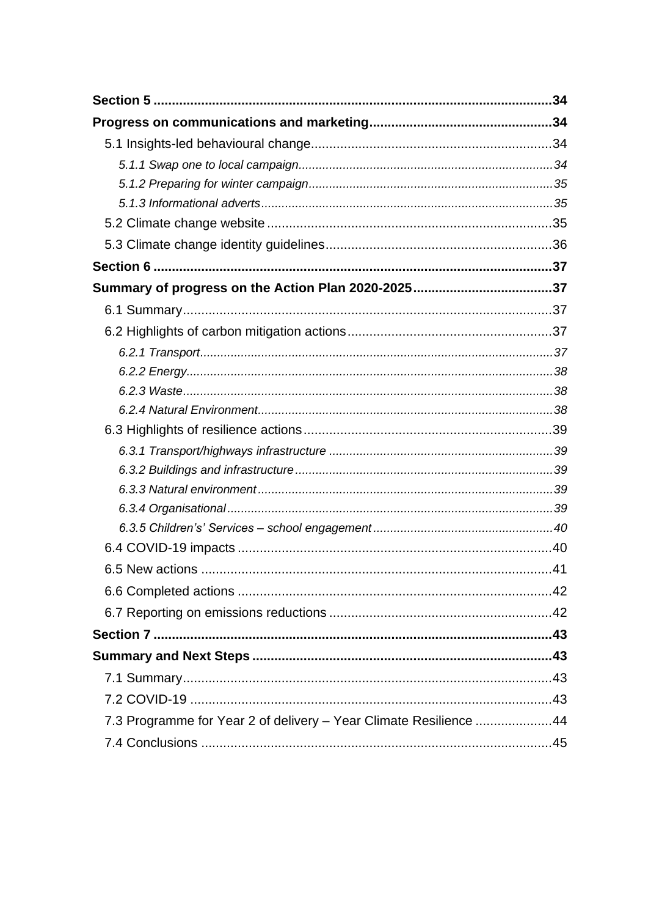**Section 5 ............................................................................................................34**

**Progress on communications and marketing..................................................34**

5.1 Insights-led behavioural change.................................................................34

*5.1.1 Swap one to local campaign..........................................................................34*

*5.1.2 Preparing for winter campaign.......................................................................35*

*5.1.3 Informational adverts....................................................................................35*

5.2 Climate change website .............................................................................35

5.3 Climate change identity guidelines.............................................................36

**Section 6 ............................................................................................................37**

**Summary of progress on the Action Plan 2020-2025......................................37**

6.1 Summary....................................................................................................37

6.2 Highlights of carbon mitigation actions.......................................................37

*6.2.1 Transport......................................................................................................37*

*6.2.2 Energy..........................................................................................................38*

*6.2.3 Waste...........................................................................................................38*

*6.2.4 Natural Environment.....................................................................................38*

6.3 Highlights of resilience actions...................................................................39

*6.3.1 Transport/highways infrastructure ................................................................39*

*6.3.2 Buildings and infrastructure..........................................................................39*

*6.3.3 Natural environment.....................................................................................39*

*6.3.4 Organisational..............................................................................................39*

*6.3.5 Children's' Services – school engagement....................................................40*

6.4 COVID-19 impacts ......................................................................................40

6.5 New actions ................................................................................................41

6.6 Completed actions ......................................................................................42

6.7 Reporting on emissions reductions .............................................................42

**Section 7 ............................................................................................................43**

**Summary and Next Steps .................................................................................43**

7.1 Summary....................................................................................................43

7.2 COVID-19 ..................................................................................................43

7.3 Programme for Year 2 of delivery – Year Climate Resilience .....................44

7.4 Conclusions ...............................................................................................45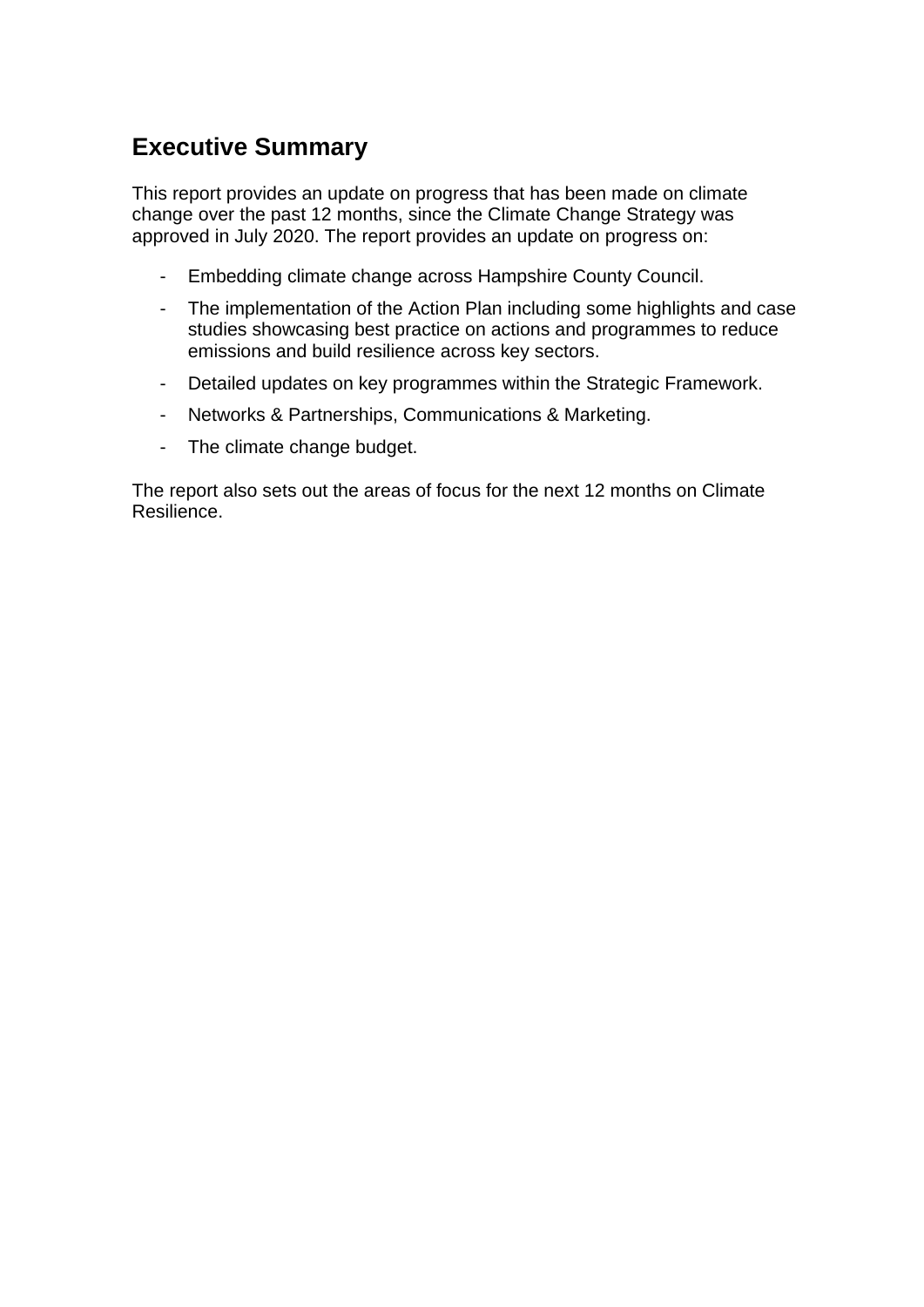## Executive Summary

This report provides an update on progress that has been made on climate change over the past 12 months, since the Climate Change Strategy was approved in July 2020. The report provides an update on progress on:

- Embedding climate change across Hampshire County Council.
- The implementation of the Action Plan including some highlights and case studies showcasing best practice on actions and programmes to reduce emissions and build resilience across key sectors.
- Detailed updates on key programmes within the Strategic Framework.
- Networks & Partnerships, Communications & Marketing.
- The climate change budget.

The report also sets out the areas of focus for the next 12 months on Climate Resilience.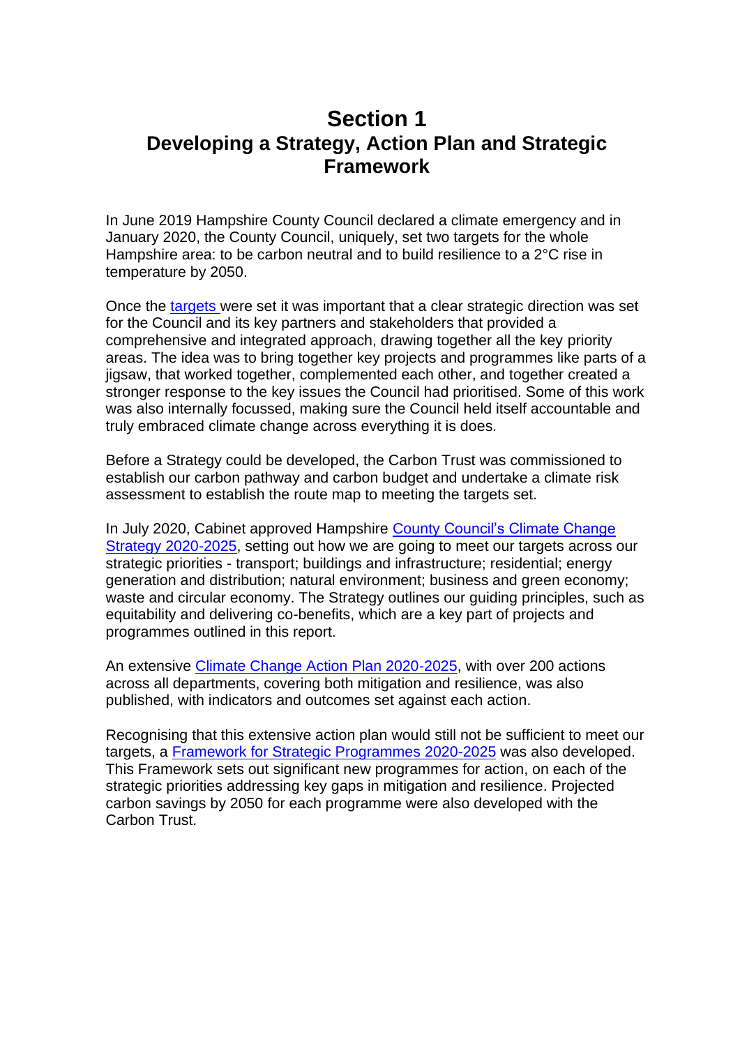# Section 1
## Developing a Strategy, Action Plan and Strategic Framework

In June 2019 Hampshire County Council declared a climate emergency and in January 2020, the County Council, uniquely, set two targets for the whole Hampshire area: to be carbon neutral and to build resilience to a 2°C rise in temperature by 2050.

Once the targets were set it was important that a clear strategic direction was set for the Council and its key partners and stakeholders that provided a comprehensive and integrated approach, drawing together all the key priority areas. The idea was to bring together key projects and programmes like parts of a jigsaw, that worked together, complemented each other, and together created a stronger response to the key issues the Council had prioritised. Some of this work was also internally focussed, making sure the Council held itself accountable and truly embraced climate change across everything it is does.

Before a Strategy could be developed, the Carbon Trust was commissioned to establish our carbon pathway and carbon budget and undertake a climate risk assessment to establish the route map to meeting the targets set.

In July 2020, Cabinet approved Hampshire County Council's Climate Change Strategy 2020-2025, setting out how we are going to meet our targets across our strategic priorities - transport; buildings and infrastructure; residential; energy generation and distribution; natural environment; business and green economy; waste and circular economy. The Strategy outlines our guiding principles, such as equitability and delivering co-benefits, which are a key part of projects and programmes outlined in this report.

An extensive Climate Change Action Plan 2020-2025, with over 200 actions across all departments, covering both mitigation and resilience, was also published, with indicators and outcomes set against each action.

Recognising that this extensive action plan would still not be sufficient to meet our targets, a Framework for Strategic Programmes 2020-2025 was also developed. This Framework sets out significant new programmes for action, on each of the strategic priorities addressing key gaps in mitigation and resilience. Projected carbon savings by 2050 for each programme were also developed with the Carbon Trust.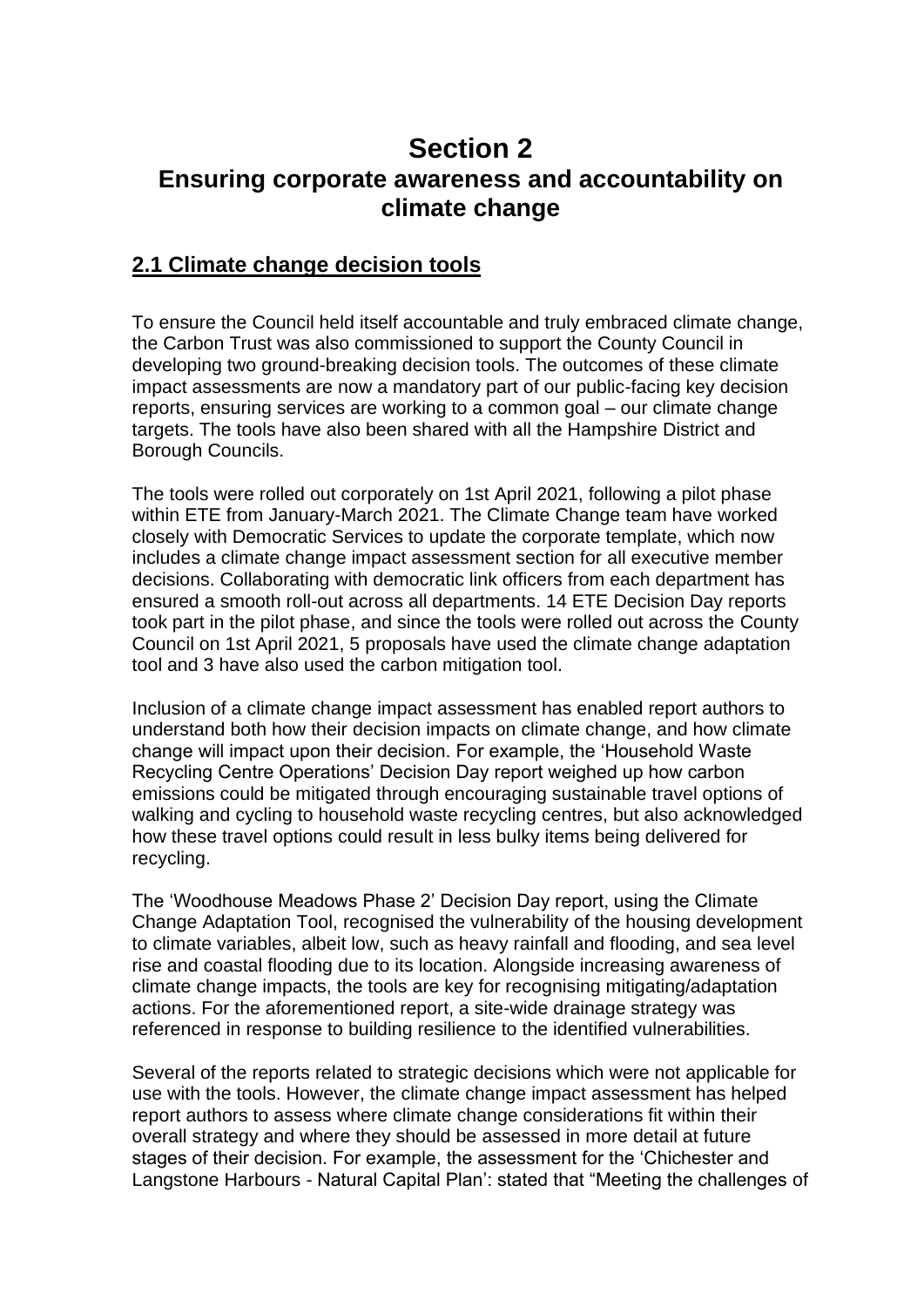# Section 2

## Ensuring corporate awareness and accountability on climate change

### 2.1 Climate change decision tools

To ensure the Council held itself accountable and truly embraced climate change, the Carbon Trust was also commissioned to support the County Council in developing two ground-breaking decision tools. The outcomes of these climate impact assessments are now a mandatory part of our public-facing key decision reports, ensuring services are working to a common goal – our climate change targets. The tools have also been shared with all the Hampshire District and Borough Councils.

The tools were rolled out corporately on 1st April 2021, following a pilot phase within ETE from January-March 2021. The Climate Change team have worked closely with Democratic Services to update the corporate template, which now includes a climate change impact assessment section for all executive member decisions. Collaborating with democratic link officers from each department has ensured a smooth roll-out across all departments. 14 ETE Decision Day reports took part in the pilot phase, and since the tools were rolled out across the County Council on 1st April 2021, 5 proposals have used the climate change adaptation tool and 3 have also used the carbon mitigation tool.

Inclusion of a climate change impact assessment has enabled report authors to understand both how their decision impacts on climate change, and how climate change will impact upon their decision. For example, the 'Household Waste Recycling Centre Operations' Decision Day report weighed up how carbon emissions could be mitigated through encouraging sustainable travel options of walking and cycling to household waste recycling centres, but also acknowledged how these travel options could result in less bulky items being delivered for recycling.

The 'Woodhouse Meadows Phase 2' Decision Day report, using the Climate Change Adaptation Tool, recognised the vulnerability of the housing development to climate variables, albeit low, such as heavy rainfall and flooding, and sea level rise and coastal flooding due to its location. Alongside increasing awareness of climate change impacts, the tools are key for recognising mitigating/adaptation actions. For the aforementioned report, a site-wide drainage strategy was referenced in response to building resilience to the identified vulnerabilities.

Several of the reports related to strategic decisions which were not applicable for use with the tools. However, the climate change impact assessment has helped report authors to assess where climate change considerations fit within their overall strategy and where they should be assessed in more detail at future stages of their decision. For example, the assessment for the 'Chichester and Langstone Harbours - Natural Capital Plan': stated that "Meeting the challenges of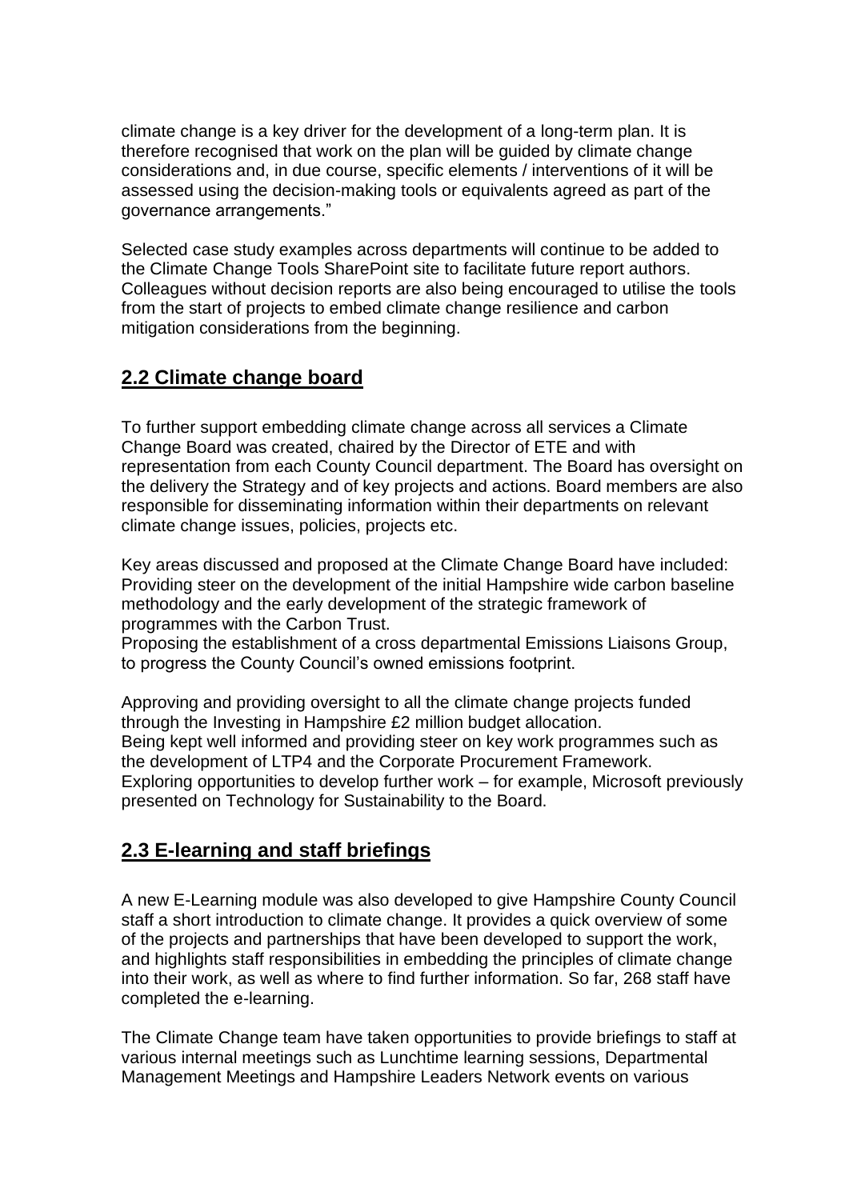climate change is a key driver for the development of a long-term plan. It is therefore recognised that work on the plan will be guided by climate change considerations and, in due course, specific elements / interventions of it will be assessed using the decision-making tools or equivalents agreed as part of the governance arrangements."

Selected case study examples across departments will continue to be added to the Climate Change Tools SharePoint site to facilitate future report authors. Colleagues without decision reports are also being encouraged to utilise the tools from the start of projects to embed climate change resilience and carbon mitigation considerations from the beginning.

## 2.2 Climate change board

To further support embedding climate change across all services a Climate Change Board was created, chaired by the Director of ETE and with representation from each County Council department. The Board has oversight on the delivery the Strategy and of key projects and actions. Board members are also responsible for disseminating information within their departments on relevant climate change issues, policies, projects etc.

Key areas discussed and proposed at the Climate Change Board have included:
Providing steer on the development of the initial Hampshire wide carbon baseline methodology and the early development of the strategic framework of programmes with the Carbon Trust.
Proposing the establishment of a cross departmental Emissions Liaisons Group, to progress the County Council's owned emissions footprint.

Approving and providing oversight to all the climate change projects funded through the Investing in Hampshire £2 million budget allocation.
Being kept well informed and providing steer on key work programmes such as the development of LTP4 and the Corporate Procurement Framework.
Exploring opportunities to develop further work – for example, Microsoft previously presented on Technology for Sustainability to the Board.

## 2.3 E-learning and staff briefings

A new E-Learning module was also developed to give Hampshire County Council staff a short introduction to climate change. It provides a quick overview of some of the projects and partnerships that have been developed to support the work, and highlights staff responsibilities in embedding the principles of climate change into their work, as well as where to find further information. So far, 268 staff have completed the e-learning.

The Climate Change team have taken opportunities to provide briefings to staff at various internal meetings such as Lunchtime learning sessions, Departmental Management Meetings and Hampshire Leaders Network events on various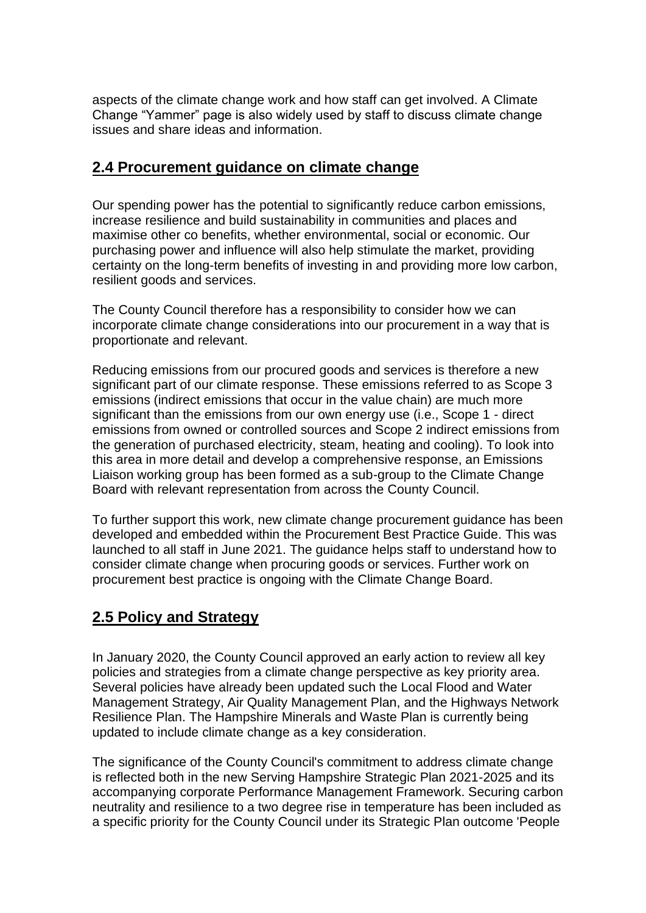aspects of the climate change work and how staff can get involved. A Climate Change "Yammer" page is also widely used by staff to discuss climate change issues and share ideas and information.

## 2.4 Procurement guidance on climate change

Our spending power has the potential to significantly reduce carbon emissions, increase resilience and build sustainability in communities and places and maximise other co benefits, whether environmental, social or economic. Our purchasing power and influence will also help stimulate the market, providing certainty on the long-term benefits of investing in and providing more low carbon, resilient goods and services.

The County Council therefore has a responsibility to consider how we can incorporate climate change considerations into our procurement in a way that is proportionate and relevant.

Reducing emissions from our procured goods and services is therefore a new significant part of our climate response. These emissions referred to as Scope 3 emissions (indirect emissions that occur in the value chain) are much more significant than the emissions from our own energy use (i.e., Scope 1 - direct emissions from owned or controlled sources and Scope 2 indirect emissions from the generation of purchased electricity, steam, heating and cooling). To look into this area in more detail and develop a comprehensive response, an Emissions Liaison working group has been formed as a sub-group to the Climate Change Board with relevant representation from across the County Council.

To further support this work, new climate change procurement guidance has been developed and embedded within the Procurement Best Practice Guide. This was launched to all staff in June 2021. The guidance helps staff to understand how to consider climate change when procuring goods or services. Further work on procurement best practice is ongoing with the Climate Change Board.

## 2.5 Policy and Strategy

In January 2020, the County Council approved an early action to review all key policies and strategies from a climate change perspective as key priority area. Several policies have already been updated such the Local Flood and Water Management Strategy, Air Quality Management Plan, and the Highways Network Resilience Plan. The Hampshire Minerals and Waste Plan is currently being updated to include climate change as a key consideration.

The significance of the County Council's commitment to address climate change is reflected both in the new Serving Hampshire Strategic Plan 2021-2025 and its accompanying corporate Performance Management Framework. Securing carbon neutrality and resilience to a two degree rise in temperature has been included as a specific priority for the County Council under its Strategic Plan outcome 'People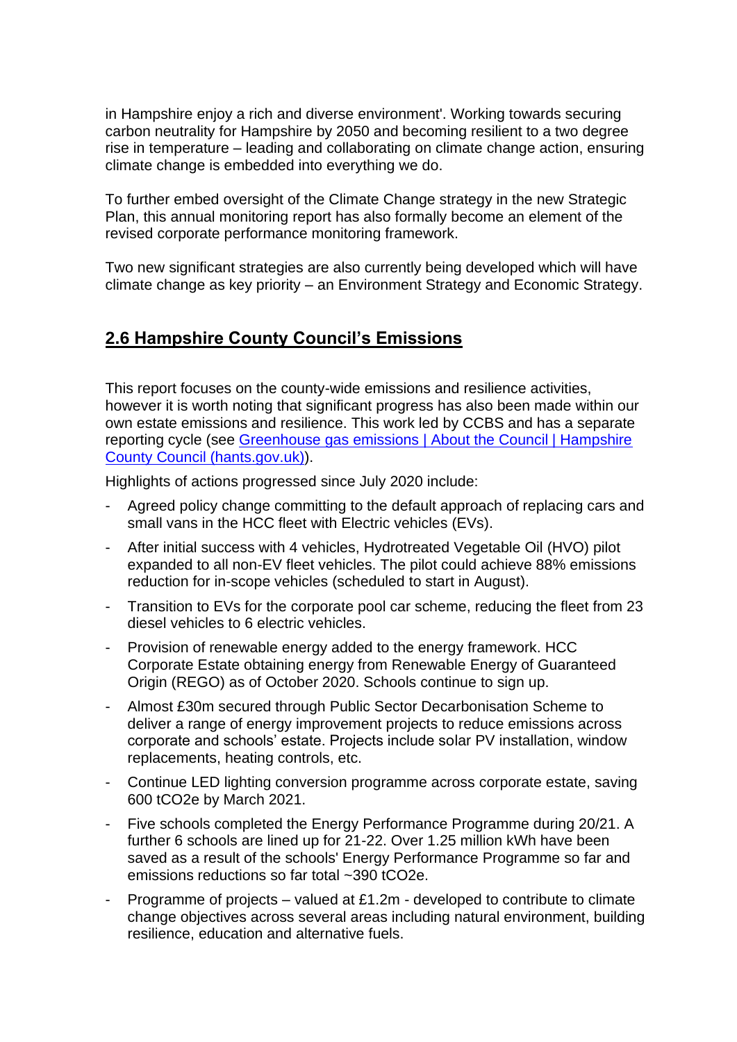in Hampshire enjoy a rich and diverse environment'. Working towards securing carbon neutrality for Hampshire by 2050 and becoming resilient to a two degree rise in temperature – leading and collaborating on climate change action, ensuring climate change is embedded into everything we do.

To further embed oversight of the Climate Change strategy in the new Strategic Plan, this annual monitoring report has also formally become an element of the revised corporate performance monitoring framework.

Two new significant strategies are also currently being developed which will have climate change as key priority – an Environment Strategy and Economic Strategy.

## 2.6 Hampshire County Council's Emissions

This report focuses on the county-wide emissions and resilience activities, however it is worth noting that significant progress has also been made within our own estate emissions and resilience. This work led by CCBS and has a separate reporting cycle (see [Greenhouse gas emissions | About the Council | Hampshire County Council (hants.gov.uk)]()).

Highlights of actions progressed since July 2020 include:

- Agreed policy change committing to the default approach of replacing cars and small vans in the HCC fleet with Electric vehicles (EVs).
- After initial success with 4 vehicles, Hydrotreated Vegetable Oil (HVO) pilot expanded to all non-EV fleet vehicles. The pilot could achieve 88% emissions reduction for in-scope vehicles (scheduled to start in August).
- Transition to EVs for the corporate pool car scheme, reducing the fleet from 23 diesel vehicles to 6 electric vehicles.
- Provision of renewable energy added to the energy framework. HCC Corporate Estate obtaining energy from Renewable Energy of Guaranteed Origin (REGO) as of October 2020. Schools continue to sign up.
- Almost £30m secured through Public Sector Decarbonisation Scheme to deliver a range of energy improvement projects to reduce emissions across corporate and schools' estate. Projects include solar PV installation, window replacements, heating controls, etc.
- Continue LED lighting conversion programme across corporate estate, saving 600 tCO2e by March 2021.
- Five schools completed the Energy Performance Programme during 20/21. A further 6 schools are lined up for 21-22. Over 1.25 million kWh have been saved as a result of the schools' Energy Performance Programme so far and emissions reductions so far total ~390 tCO2e.
- Programme of projects – valued at £1.2m - developed to contribute to climate change objectives across several areas including natural environment, building resilience, education and alternative fuels.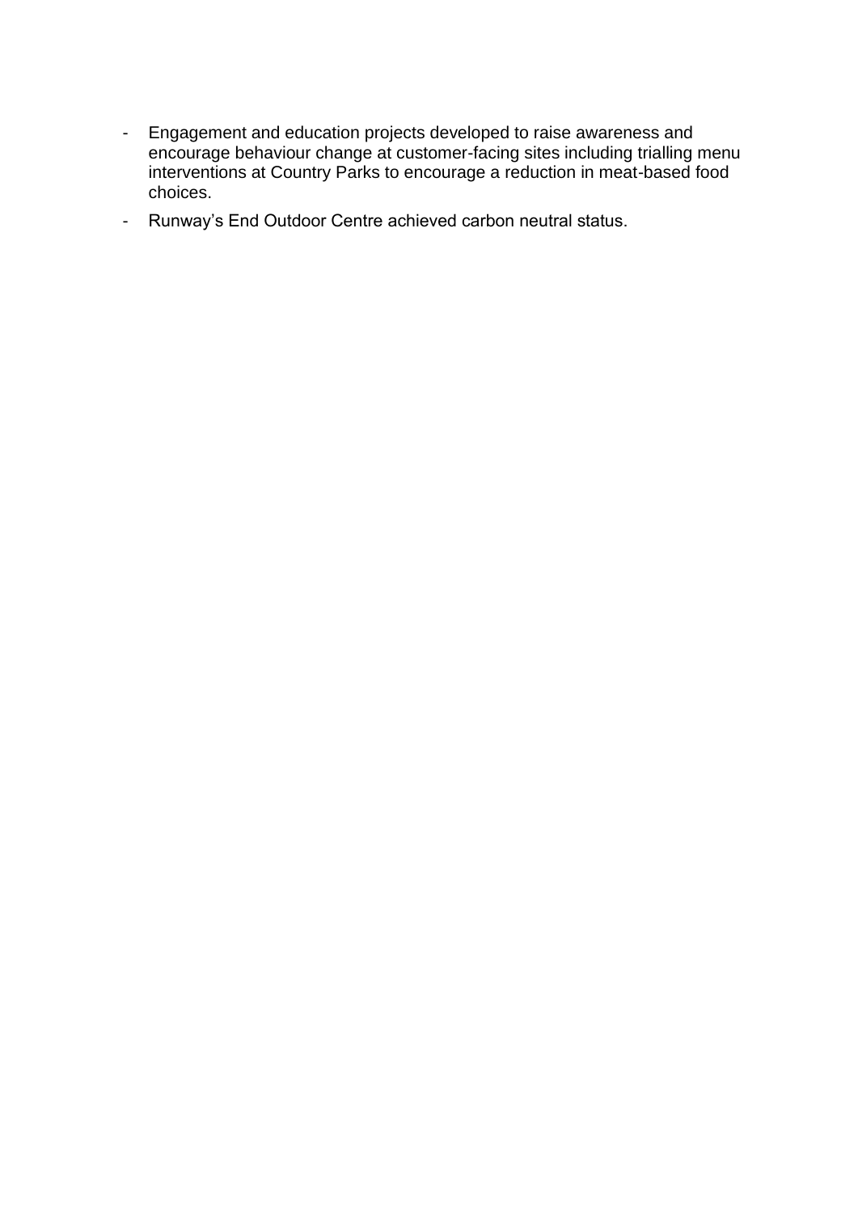- Engagement and education projects developed to raise awareness and encourage behaviour change at customer-facing sites including trialling menu interventions at Country Parks to encourage a reduction in meat-based food choices.
- Runway's End Outdoor Centre achieved carbon neutral status.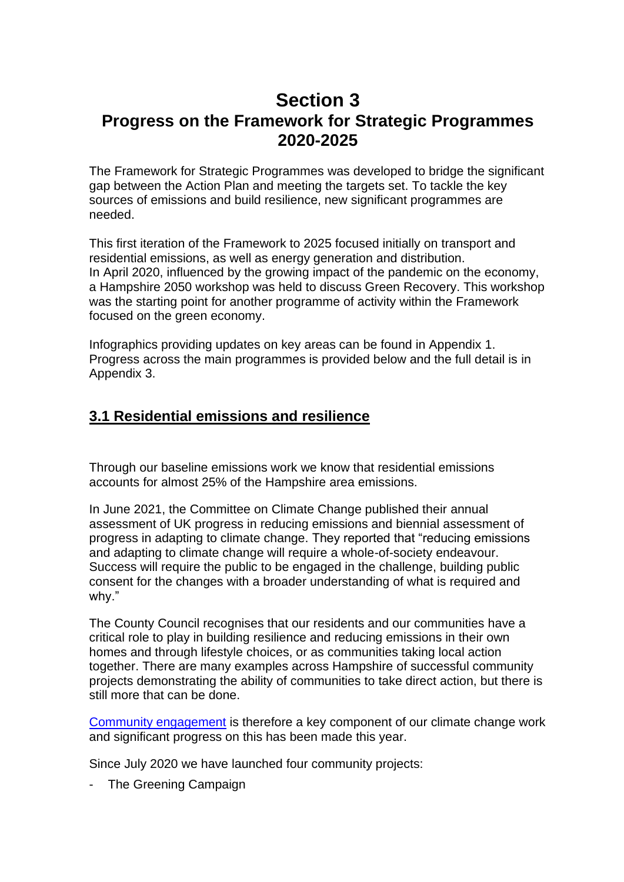# Section 3
# Progress on the Framework for Strategic Programmes 2020-2025

The Framework for Strategic Programmes was developed to bridge the significant gap between the Action Plan and meeting the targets set. To tackle the key sources of emissions and build resilience, new significant programmes are needed.

This first iteration of the Framework to 2025 focused initially on transport and residential emissions, as well as energy generation and distribution.
In April 2020, influenced by the growing impact of the pandemic on the economy, a Hampshire 2050 workshop was held to discuss Green Recovery. This workshop was the starting point for another programme of activity within the Framework focused on the green economy.

Infographics providing updates on key areas can be found in Appendix 1. Progress across the main programmes is provided below and the full detail is in Appendix 3.

## 3.1 Residential emissions and resilience

Through our baseline emissions work we know that residential emissions accounts for almost 25% of the Hampshire area emissions.

In June 2021, the Committee on Climate Change published their annual assessment of UK progress in reducing emissions and biennial assessment of progress in adapting to climate change. They reported that "reducing emissions and adapting to climate change will require a whole-of-society endeavour. Success will require the public to be engaged in the challenge, building public consent for the changes with a broader understanding of what is required and why."

The County Council recognises that our residents and our communities have a critical role to play in building resilience and reducing emissions in their own homes and through lifestyle choices, or as communities taking local action together. There are many examples across Hampshire of successful community projects demonstrating the ability of communities to take direct action, but there is still more that can be done.

Community engagement is therefore a key component of our climate change work and significant progress on this has been made this year.

Since July 2020 we have launched four community projects:

- The Greening Campaign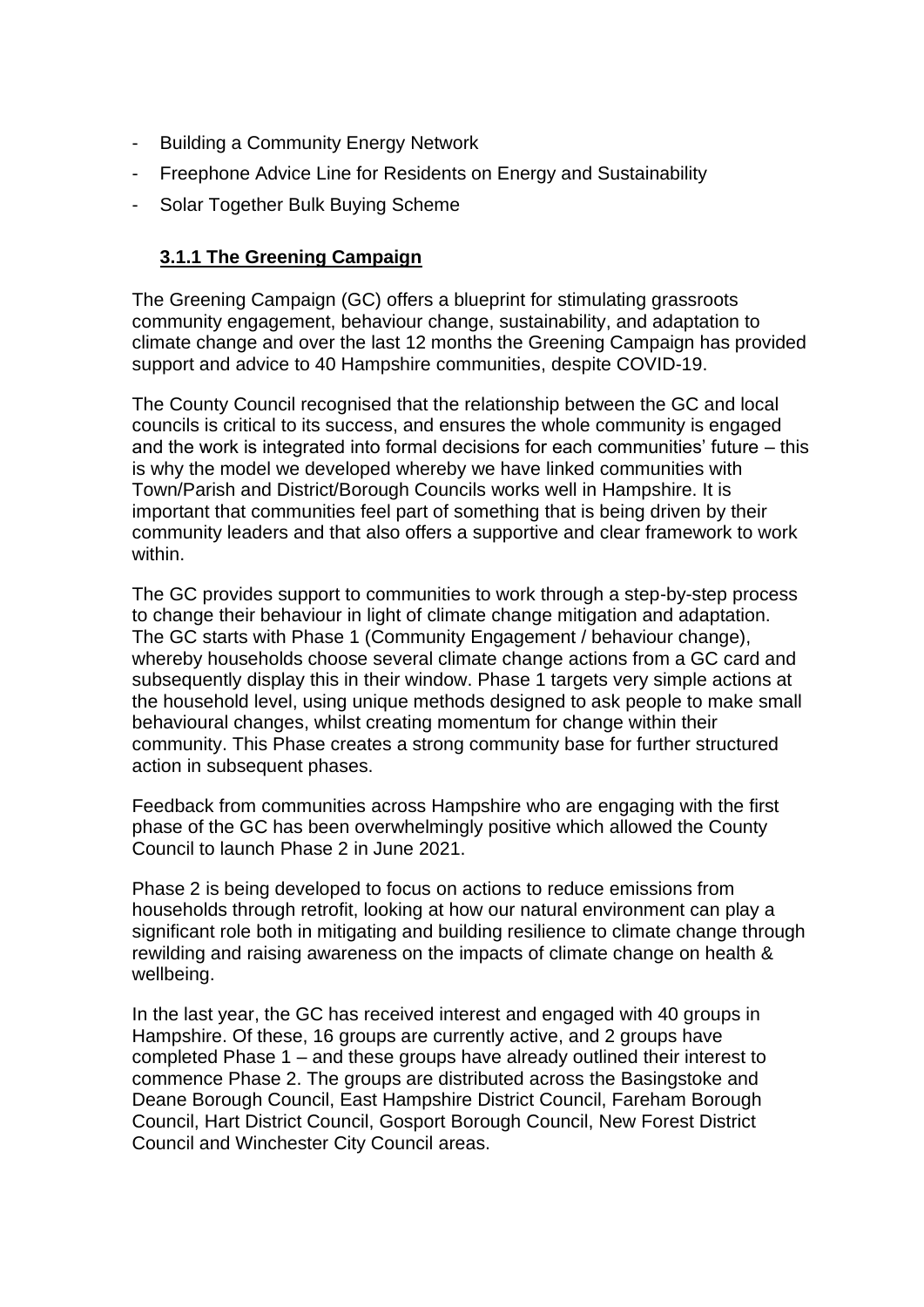- Building a Community Energy Network
- Freephone Advice Line for Residents on Energy and Sustainability
- Solar Together Bulk Buying Scheme

### 3.1.1 The Greening Campaign

The Greening Campaign (GC) offers a blueprint for stimulating grassroots community engagement, behaviour change, sustainability, and adaptation to climate change and over the last 12 months the Greening Campaign has provided support and advice to 40 Hampshire communities, despite COVID-19.

The County Council recognised that the relationship between the GC and local councils is critical to its success, and ensures the whole community is engaged and the work is integrated into formal decisions for each communities' future – this is why the model we developed whereby we have linked communities with Town/Parish and District/Borough Councils works well in Hampshire. It is important that communities feel part of something that is being driven by their community leaders and that also offers a supportive and clear framework to work within.

The GC provides support to communities to work through a step-by-step process to change their behaviour in light of climate change mitigation and adaptation. The GC starts with Phase 1 (Community Engagement / behaviour change), whereby households choose several climate change actions from a GC card and subsequently display this in their window. Phase 1 targets very simple actions at the household level, using unique methods designed to ask people to make small behavioural changes, whilst creating momentum for change within their community. This Phase creates a strong community base for further structured action in subsequent phases.

Feedback from communities across Hampshire who are engaging with the first phase of the GC has been overwhelmingly positive which allowed the County Council to launch Phase 2 in June 2021.

Phase 2 is being developed to focus on actions to reduce emissions from households through retrofit, looking at how our natural environment can play a significant role both in mitigating and building resilience to climate change through rewilding and raising awareness on the impacts of climate change on health & wellbeing.

In the last year, the GC has received interest and engaged with 40 groups in Hampshire. Of these, 16 groups are currently active, and 2 groups have completed Phase 1 – and these groups have already outlined their interest to commence Phase 2. The groups are distributed across the Basingstoke and Deane Borough Council, East Hampshire District Council, Fareham Borough Council, Hart District Council, Gosport Borough Council, New Forest District Council and Winchester City Council areas.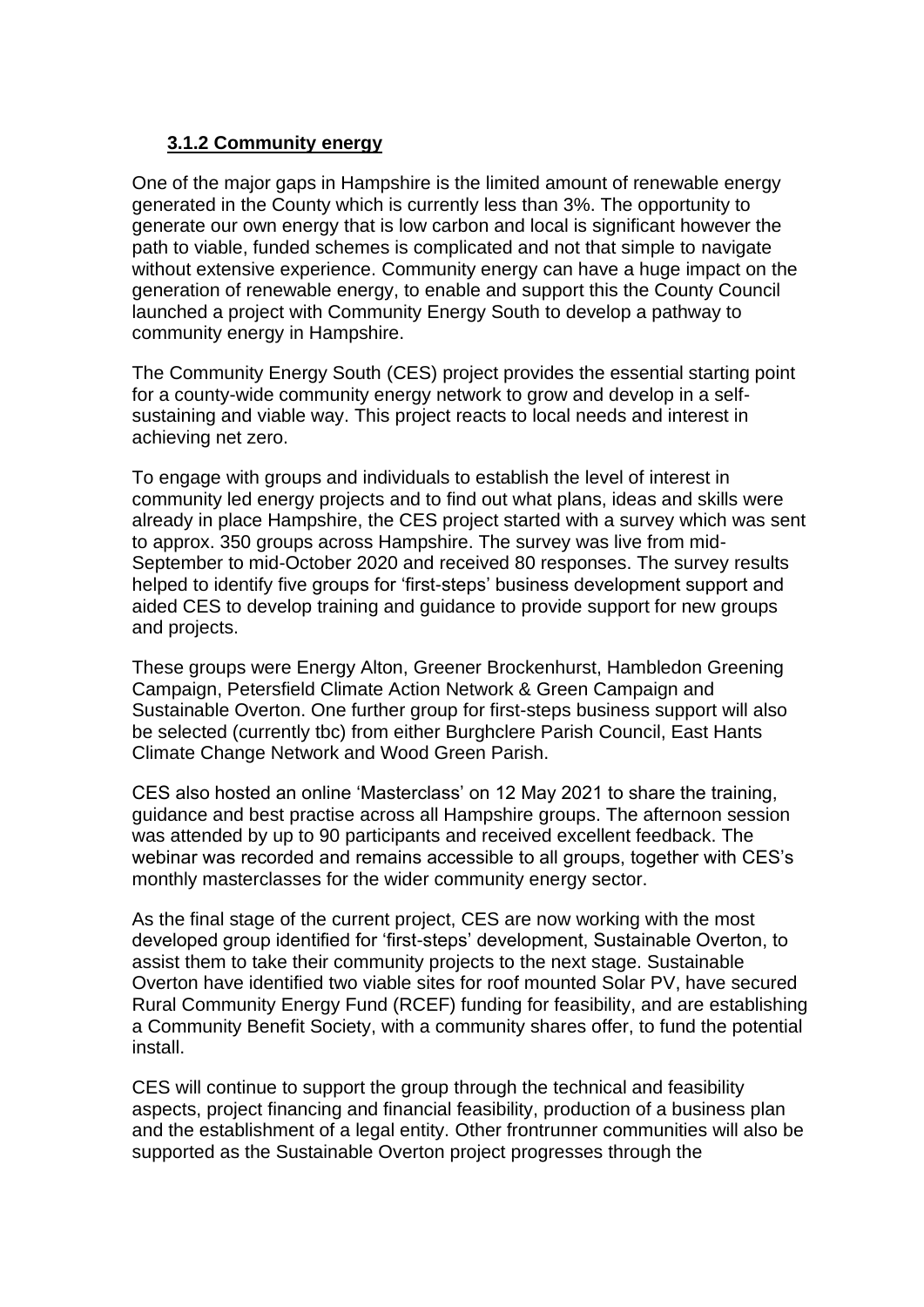### 3.1.2 Community energy

One of the major gaps in Hampshire is the limited amount of renewable energy generated in the County which is currently less than 3%. The opportunity to generate our own energy that is low carbon and local is significant however the path to viable, funded schemes is complicated and not that simple to navigate without extensive experience. Community energy can have a huge impact on the generation of renewable energy, to enable and support this the County Council launched a project with Community Energy South to develop a pathway to community energy in Hampshire.

The Community Energy South (CES) project provides the essential starting point for a county-wide community energy network to grow and develop in a self-sustaining and viable way. This project reacts to local needs and interest in achieving net zero.

To engage with groups and individuals to establish the level of interest in community led energy projects and to find out what plans, ideas and skills were already in place Hampshire, the CES project started with a survey which was sent to approx. 350 groups across Hampshire. The survey was live from mid-September to mid-October 2020 and received 80 responses. The survey results helped to identify five groups for 'first-steps' business development support and aided CES to develop training and guidance to provide support for new groups and projects.

These groups were Energy Alton, Greener Brockenhurst, Hambledon Greening Campaign, Petersfield Climate Action Network & Green Campaign and Sustainable Overton. One further group for first-steps business support will also be selected (currently tbc) from either Burghclere Parish Council, East Hants Climate Change Network and Wood Green Parish.

CES also hosted an online 'Masterclass' on 12 May 2021 to share the training, guidance and best practise across all Hampshire groups. The afternoon session was attended by up to 90 participants and received excellent feedback. The webinar was recorded and remains accessible to all groups, together with CES's monthly masterclasses for the wider community energy sector.

As the final stage of the current project, CES are now working with the most developed group identified for 'first-steps' development, Sustainable Overton, to assist them to take their community projects to the next stage. Sustainable Overton have identified two viable sites for roof mounted Solar PV, have secured Rural Community Energy Fund (RCEF) funding for feasibility, and are establishing a Community Benefit Society, with a community shares offer, to fund the potential install.

CES will continue to support the group through the technical and feasibility aspects, project financing and financial feasibility, production of a business plan and the establishment of a legal entity. Other frontrunner communities will also be supported as the Sustainable Overton project progresses through the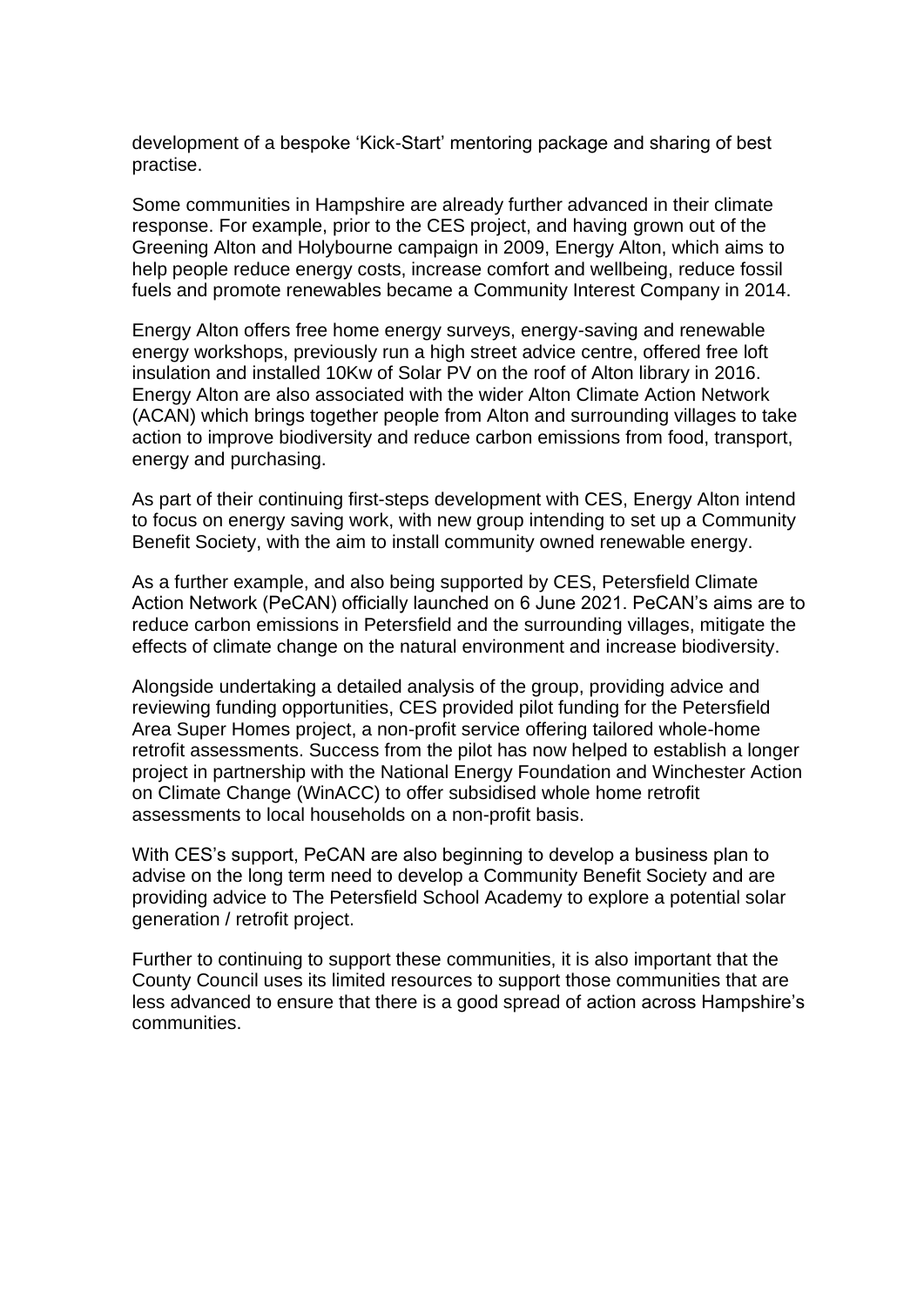development of a bespoke 'Kick-Start' mentoring package and sharing of best practise.

Some communities in Hampshire are already further advanced in their climate response. For example, prior to the CES project, and having grown out of the Greening Alton and Holybourne campaign in 2009, Energy Alton, which aims to help people reduce energy costs, increase comfort and wellbeing, reduce fossil fuels and promote renewables became a Community Interest Company in 2014.

Energy Alton offers free home energy surveys, energy-saving and renewable energy workshops, previously run a high street advice centre, offered free loft insulation and installed 10Kw of Solar PV on the roof of Alton library in 2016. Energy Alton are also associated with the wider Alton Climate Action Network (ACAN) which brings together people from Alton and surrounding villages to take action to improve biodiversity and reduce carbon emissions from food, transport, energy and purchasing.

As part of their continuing first-steps development with CES, Energy Alton intend to focus on energy saving work, with new group intending to set up a Community Benefit Society, with the aim to install community owned renewable energy.

As a further example, and also being supported by CES, Petersfield Climate Action Network (PeCAN) officially launched on 6 June 2021. PeCAN's aims are to reduce carbon emissions in Petersfield and the surrounding villages, mitigate the effects of climate change on the natural environment and increase biodiversity.

Alongside undertaking a detailed analysis of the group, providing advice and reviewing funding opportunities, CES provided pilot funding for the Petersfield Area Super Homes project, a non-profit service offering tailored whole-home retrofit assessments. Success from the pilot has now helped to establish a longer project in partnership with the National Energy Foundation and Winchester Action on Climate Change (WinACC) to offer subsidised whole home retrofit assessments to local households on a non-profit basis.

With CES's support, PeCAN are also beginning to develop a business plan to advise on the long term need to develop a Community Benefit Society and are providing advice to The Petersfield School Academy to explore a potential solar generation / retrofit project.

Further to continuing to support these communities, it is also important that the County Council uses its limited resources to support those communities that are less advanced to ensure that there is a good spread of action across Hampshire's communities.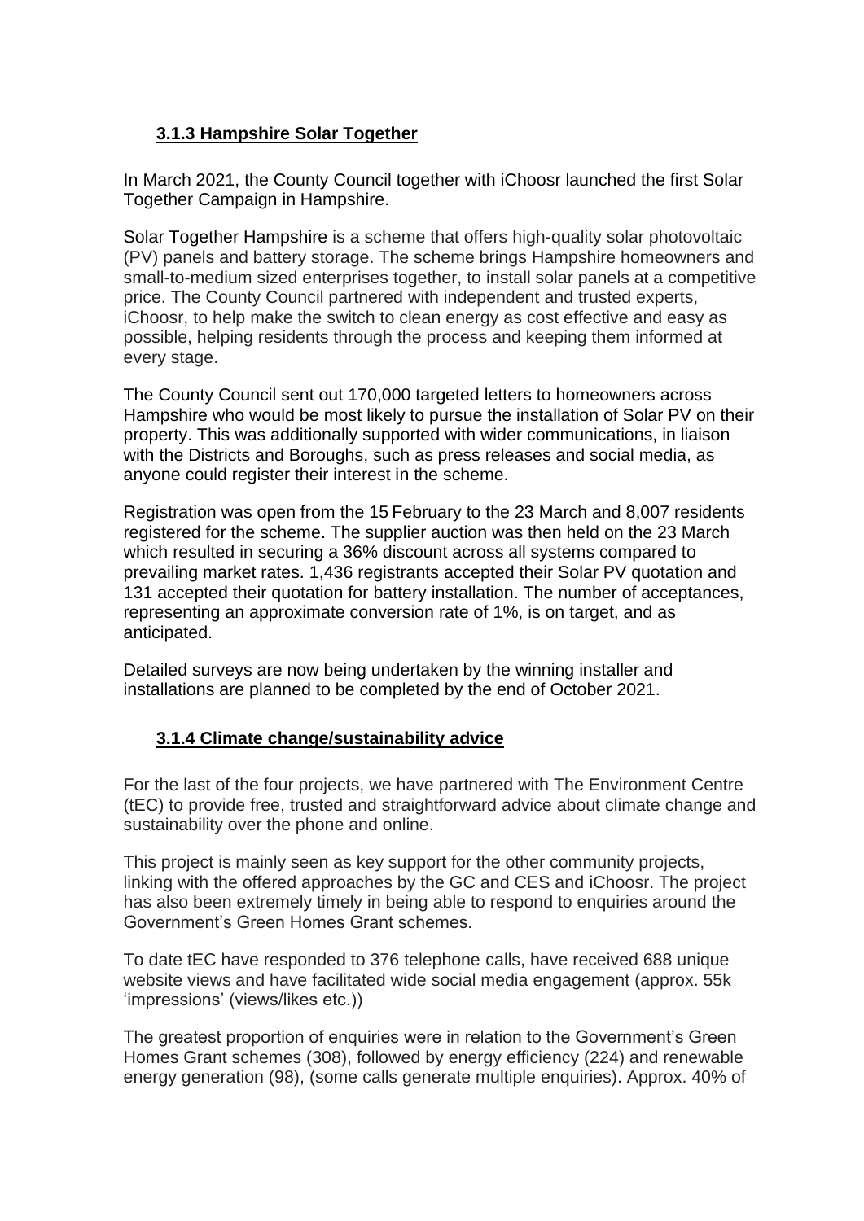### **3.1.3 Hampshire Solar Together**

In March 2021, the County Council together with iChoosr launched the first Solar Together Campaign in Hampshire.

Solar Together Hampshire is a scheme that offers high-quality solar photovoltaic (PV) panels and battery storage. The scheme brings Hampshire homeowners and small-to-medium sized enterprises together, to install solar panels at a competitive price. The County Council partnered with independent and trusted experts, iChoosr, to help make the switch to clean energy as cost effective and easy as possible, helping residents through the process and keeping them informed at every stage.

The County Council sent out 170,000 targeted letters to homeowners across Hampshire who would be most likely to pursue the installation of Solar PV on their property. This was additionally supported with wider communications, in liaison with the Districts and Boroughs, such as press releases and social media, as anyone could register their interest in the scheme.

Registration was open from the 15 February to the 23 March and 8,007 residents registered for the scheme. The supplier auction was then held on the 23 March which resulted in securing a 36% discount across all systems compared to prevailing market rates. 1,436 registrants accepted their Solar PV quotation and 131 accepted their quotation for battery installation. The number of acceptances, representing an approximate conversion rate of 1%, is on target, and as anticipated.

Detailed surveys are now being undertaken by the winning installer and installations are planned to be completed by the end of October 2021.

### **3.1.4 Climate change/sustainability advice**

For the last of the four projects, we have partnered with The Environment Centre (tEC) to provide free, trusted and straightforward advice about climate change and sustainability over the phone and online.

This project is mainly seen as key support for the other community projects, linking with the offered approaches by the GC and CES and iChoosr. The project has also been extremely timely in being able to respond to enquiries around the Government's Green Homes Grant schemes.

To date tEC have responded to 376 telephone calls, have received 688 unique website views and have facilitated wide social media engagement (approx. 55k 'impressions' (views/likes etc.))

The greatest proportion of enquiries were in relation to the Government's Green Homes Grant schemes (308), followed by energy efficiency (224) and renewable energy generation (98), (some calls generate multiple enquiries). Approx. 40% of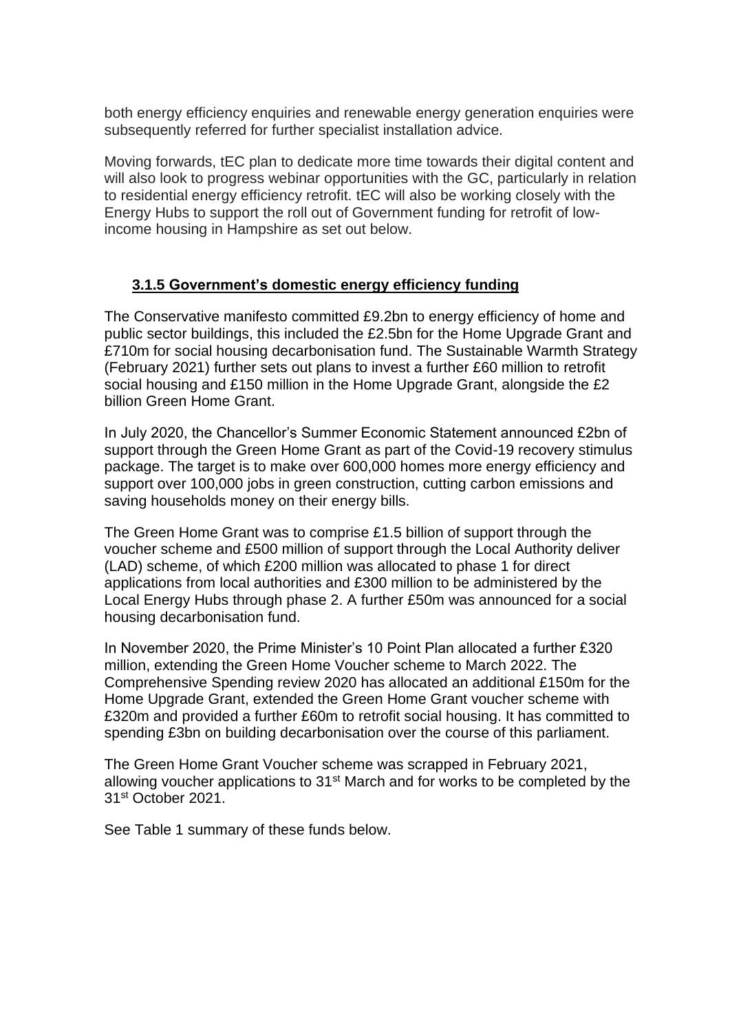both energy efficiency enquiries and renewable energy generation enquiries were subsequently referred for further specialist installation advice.

Moving forwards, tEC plan to dedicate more time towards their digital content and will also look to progress webinar opportunities with the GC, particularly in relation to residential energy efficiency retrofit. tEC will also be working closely with the Energy Hubs to support the roll out of Government funding for retrofit of low-income housing in Hampshire as set out below.

### 3.1.5 Government's domestic energy efficiency funding

The Conservative manifesto committed £9.2bn to energy efficiency of home and public sector buildings, this included the £2.5bn for the Home Upgrade Grant and £710m for social housing decarbonisation fund. The Sustainable Warmth Strategy (February 2021) further sets out plans to invest a further £60 million to retrofit social housing and £150 million in the Home Upgrade Grant, alongside the £2 billion Green Home Grant.

In July 2020, the Chancellor's Summer Economic Statement announced £2bn of support through the Green Home Grant as part of the Covid-19 recovery stimulus package. The target is to make over 600,000 homes more energy efficiency and support over 100,000 jobs in green construction, cutting carbon emissions and saving households money on their energy bills.

The Green Home Grant was to comprise £1.5 billion of support through the voucher scheme and £500 million of support through the Local Authority deliver (LAD) scheme, of which £200 million was allocated to phase 1 for direct applications from local authorities and £300 million to be administered by the Local Energy Hubs through phase 2. A further £50m was announced for a social housing decarbonisation fund.

In November 2020, the Prime Minister's 10 Point Plan allocated a further £320 million, extending the Green Home Voucher scheme to March 2022. The Comprehensive Spending review 2020 has allocated an additional £150m for the Home Upgrade Grant, extended the Green Home Grant voucher scheme with £320m and provided a further £60m to retrofit social housing. It has committed to spending £3bn on building decarbonisation over the course of this parliament.

The Green Home Grant Voucher scheme was scrapped in February 2021, allowing voucher applications to 31st March and for works to be completed by the 31st October 2021.

See Table 1 summary of these funds below.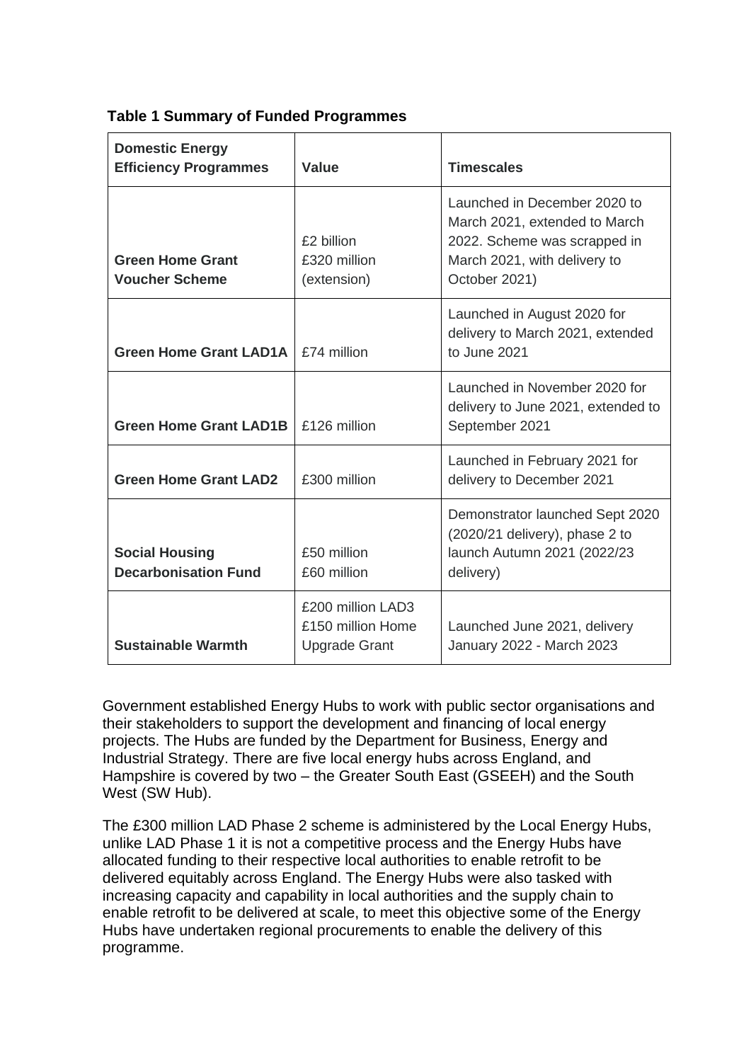**Table 1 Summary of Funded Programmes**

| Domestic Energy Efficiency Programmes | Value | Timescales |
|---|---|---|
| **Green Home Grant Voucher Scheme** | £2 billion<br>£320 million (extension) | Launched in December 2020 to March 2021, extended to March 2022. Scheme was scrapped in March 2021, with delivery to October 2021) |
| **Green Home Grant LAD1A** | £74 million | Launched in August 2020 for delivery to March 2021, extended to June 2021 |
| **Green Home Grant LAD1B** | £126 million | Launched in November 2020 for delivery to June 2021, extended to September 2021 |
| **Green Home Grant LAD2** | £300 million | Launched in February 2021 for delivery to December 2021 |
| **Social Housing Decarbonisation Fund** | £50 million<br>£60 million | Demonstrator launched Sept 2020 (2020/21 delivery), phase 2 to launch Autumn 2021 (2022/23 delivery) |
| **Sustainable Warmth** | £200 million LAD3<br>£150 million Home Upgrade Grant | Launched June 2021, delivery January 2022 - March 2023 |

Government established Energy Hubs to work with public sector organisations and their stakeholders to support the development and financing of local energy projects. The Hubs are funded by the Department for Business, Energy and Industrial Strategy. There are five local energy hubs across England, and Hampshire is covered by two – the Greater South East (GSEEH) and the South West (SW Hub).

The £300 million LAD Phase 2 scheme is administered by the Local Energy Hubs, unlike LAD Phase 1 it is not a competitive process and the Energy Hubs have allocated funding to their respective local authorities to enable retrofit to be delivered equitably across England. The Energy Hubs were also tasked with increasing capacity and capability in local authorities and the supply chain to enable retrofit to be delivered at scale, to meet this objective some of the Energy Hubs have undertaken regional procurements to enable the delivery of this programme.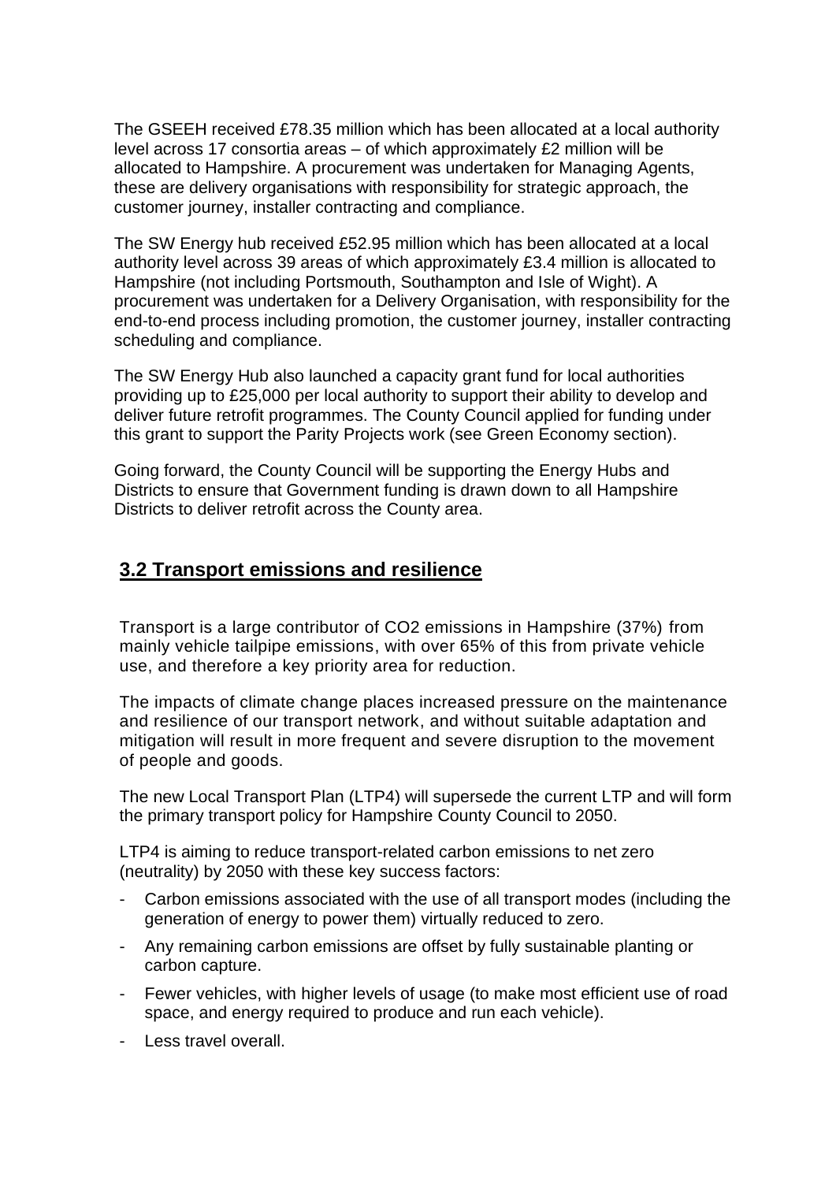The GSEEH received £78.35 million which has been allocated at a local authority level across 17 consortia areas – of which approximately £2 million will be allocated to Hampshire. A procurement was undertaken for Managing Agents, these are delivery organisations with responsibility for strategic approach, the customer journey, installer contracting and compliance.

The SW Energy hub received £52.95 million which has been allocated at a local authority level across 39 areas of which approximately £3.4 million is allocated to Hampshire (not including Portsmouth, Southampton and Isle of Wight). A procurement was undertaken for a Delivery Organisation, with responsibility for the end-to-end process including promotion, the customer journey, installer contracting scheduling and compliance.

The SW Energy Hub also launched a capacity grant fund for local authorities providing up to £25,000 per local authority to support their ability to develop and deliver future retrofit programmes. The County Council applied for funding under this grant to support the Parity Projects work (see Green Economy section).

Going forward, the County Council will be supporting the Energy Hubs and Districts to ensure that Government funding is drawn down to all Hampshire Districts to deliver retrofit across the County area.

## 3.2 Transport emissions and resilience

Transport is a large contributor of $CO_2$ emissions in Hampshire (37%) from mainly vehicle tailpipe emissions, with over 65% of this from private vehicle use, and therefore a key priority area for reduction.

The impacts of climate change places increased pressure on the maintenance and resilience of our transport network, and without suitable adaptation and mitigation will result in more frequent and severe disruption to the movement of people and goods.

The new Local Transport Plan (LTP4) will supersede the current LTP and will form the primary transport policy for Hampshire County Council to 2050.

LTP4 is aiming to reduce transport-related carbon emissions to net zero (neutrality) by 2050 with these key success factors:

- Carbon emissions associated with the use of all transport modes (including the generation of energy to power them) virtually reduced to zero.
- Any remaining carbon emissions are offset by fully sustainable planting or carbon capture.
- Fewer vehicles, with higher levels of usage (to make most efficient use of road space, and energy required to produce and run each vehicle).
- Less travel overall.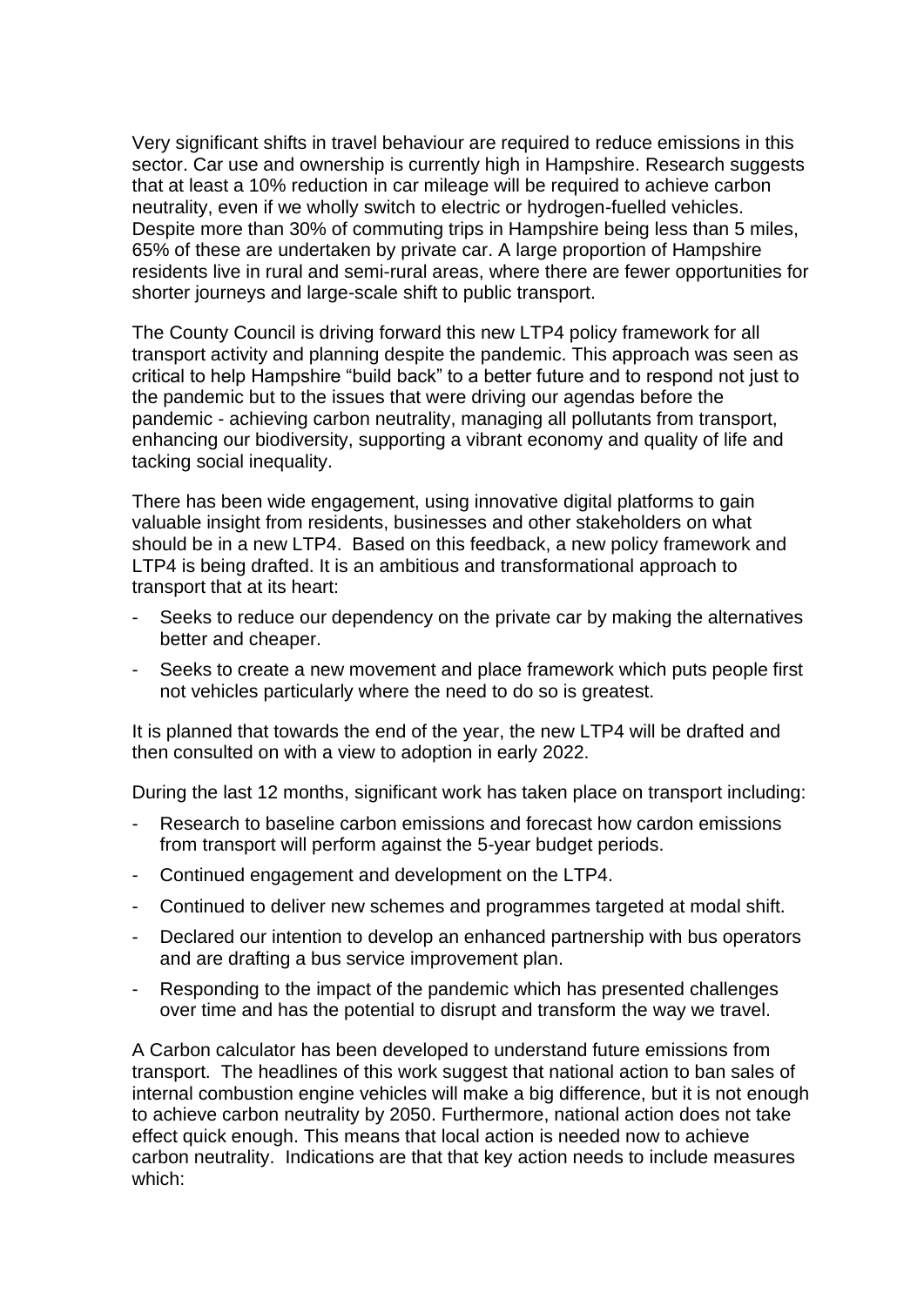Very significant shifts in travel behaviour are required to reduce emissions in this sector. Car use and ownership is currently high in Hampshire. Research suggests that at least a 10% reduction in car mileage will be required to achieve carbon neutrality, even if we wholly switch to electric or hydrogen-fuelled vehicles. Despite more than 30% of commuting trips in Hampshire being less than 5 miles, 65% of these are undertaken by private car. A large proportion of Hampshire residents live in rural and semi-rural areas, where there are fewer opportunities for shorter journeys and large-scale shift to public transport.

The County Council is driving forward this new LTP4 policy framework for all transport activity and planning despite the pandemic. This approach was seen as critical to help Hampshire "build back" to a better future and to respond not just to the pandemic but to the issues that were driving our agendas before the pandemic - achieving carbon neutrality, managing all pollutants from transport, enhancing our biodiversity, supporting a vibrant economy and quality of life and tacking social inequality.

There has been wide engagement, using innovative digital platforms to gain valuable insight from residents, businesses and other stakeholders on what should be in a new LTP4. Based on this feedback, a new policy framework and LTP4 is being drafted. It is an ambitious and transformational approach to transport that at its heart:

- Seeks to reduce our dependency on the private car by making the alternatives better and cheaper.
- Seeks to create a new movement and place framework which puts people first not vehicles particularly where the need to do so is greatest.

It is planned that towards the end of the year, the new LTP4 will be drafted and then consulted on with a view to adoption in early 2022.

During the last 12 months, significant work has taken place on transport including:

- Research to baseline carbon emissions and forecast how cardon emissions from transport will perform against the 5-year budget periods.
- Continued engagement and development on the LTP4.
- Continued to deliver new schemes and programmes targeted at modal shift.
- Declared our intention to develop an enhanced partnership with bus operators and are drafting a bus service improvement plan.
- Responding to the impact of the pandemic which has presented challenges over time and has the potential to disrupt and transform the way we travel.

A Carbon calculator has been developed to understand future emissions from transport. The headlines of this work suggest that national action to ban sales of internal combustion engine vehicles will make a big difference, but it is not enough to achieve carbon neutrality by 2050. Furthermore, national action does not take effect quick enough. This means that local action is needed now to achieve carbon neutrality. Indications are that that key action needs to include measures which: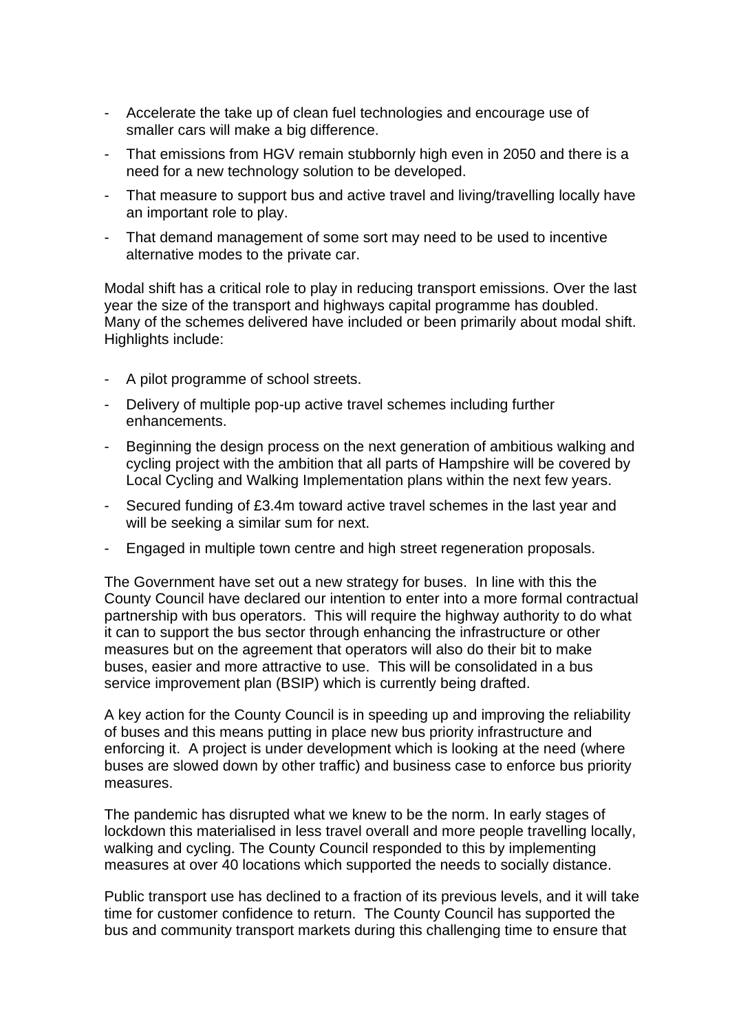- Accelerate the take up of clean fuel technologies and encourage use of smaller cars will make a big difference.
- That emissions from HGV remain stubbornly high even in 2050 and there is a need for a new technology solution to be developed.
- That measure to support bus and active travel and living/travelling locally have an important role to play.
- That demand management of some sort may need to be used to incentive alternative modes to the private car.

Modal shift has a critical role to play in reducing transport emissions. Over the last year the size of the transport and highways capital programme has doubled. Many of the schemes delivered have included or been primarily about modal shift. Highlights include:

- A pilot programme of school streets.
- Delivery of multiple pop-up active travel schemes including further enhancements.
- Beginning the design process on the next generation of ambitious walking and cycling project with the ambition that all parts of Hampshire will be covered by Local Cycling and Walking Implementation plans within the next few years.
- Secured funding of £3.4m toward active travel schemes in the last year and will be seeking a similar sum for next.
- Engaged in multiple town centre and high street regeneration proposals.

The Government have set out a new strategy for buses. In line with this the County Council have declared our intention to enter into a more formal contractual partnership with bus operators. This will require the highway authority to do what it can to support the bus sector through enhancing the infrastructure or other measures but on the agreement that operators will also do their bit to make buses, easier and more attractive to use. This will be consolidated in a bus service improvement plan (BSIP) which is currently being drafted.

A key action for the County Council is in speeding up and improving the reliability of buses and this means putting in place new bus priority infrastructure and enforcing it. A project is under development which is looking at the need (where buses are slowed down by other traffic) and business case to enforce bus priority measures.

The pandemic has disrupted what we knew to be the norm. In early stages of lockdown this materialised in less travel overall and more people travelling locally, walking and cycling. The County Council responded to this by implementing measures at over 40 locations which supported the needs to socially distance.

Public transport use has declined to a fraction of its previous levels, and it will take time for customer confidence to return. The County Council has supported the bus and community transport markets during this challenging time to ensure that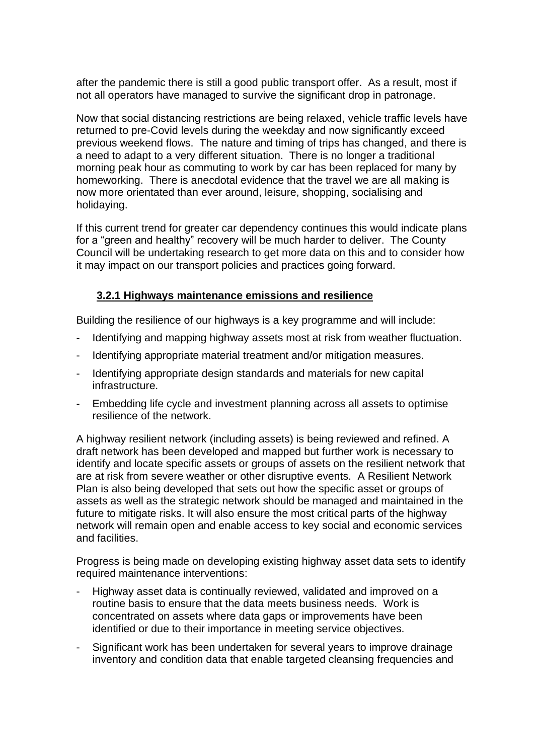after the pandemic there is still a good public transport offer. As a result, most if not all operators have managed to survive the significant drop in patronage.

Now that social distancing restrictions are being relaxed, vehicle traffic levels have returned to pre-Covid levels during the weekday and now significantly exceed previous weekend flows. The nature and timing of trips has changed, and there is a need to adapt to a very different situation. There is no longer a traditional morning peak hour as commuting to work by car has been replaced for many by homeworking. There is anecdotal evidence that the travel we are all making is now more orientated than ever around, leisure, shopping, socialising and holidaying.

If this current trend for greater car dependency continues this would indicate plans for a "green and healthy" recovery will be much harder to deliver. The County Council will be undertaking research to get more data on this and to consider how it may impact on our transport policies and practices going forward.

### 3.2.1 Highways maintenance emissions and resilience

Building the resilience of our highways is a key programme and will include:

- Identifying and mapping highway assets most at risk from weather fluctuation.
- Identifying appropriate material treatment and/or mitigation measures.
- Identifying appropriate design standards and materials for new capital infrastructure.
- Embedding life cycle and investment planning across all assets to optimise resilience of the network.

A highway resilient network (including assets) is being reviewed and refined. A draft network has been developed and mapped but further work is necessary to identify and locate specific assets or groups of assets on the resilient network that are at risk from severe weather or other disruptive events. A Resilient Network Plan is also being developed that sets out how the specific asset or groups of assets as well as the strategic network should be managed and maintained in the future to mitigate risks. It will also ensure the most critical parts of the highway network will remain open and enable access to key social and economic services and facilities.

Progress is being made on developing existing highway asset data sets to identify required maintenance interventions:

- Highway asset data is continually reviewed, validated and improved on a routine basis to ensure that the data meets business needs. Work is concentrated on assets where data gaps or improvements have been identified or due to their importance in meeting service objectives.
- Significant work has been undertaken for several years to improve drainage inventory and condition data that enable targeted cleansing frequencies and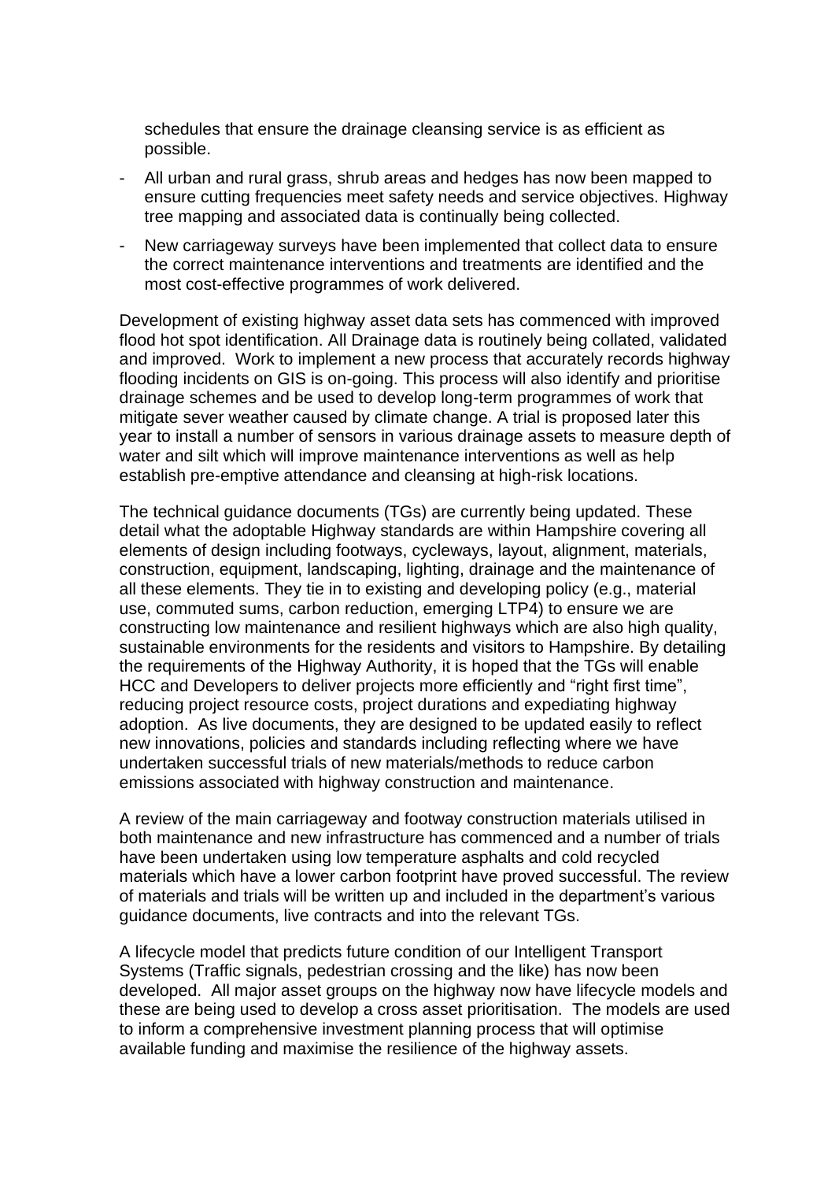schedules that ensure the drainage cleansing service is as efficient as possible.

- All urban and rural grass, shrub areas and hedges has now been mapped to ensure cutting frequencies meet safety needs and service objectives. Highway tree mapping and associated data is continually being collected.
- New carriageway surveys have been implemented that collect data to ensure the correct maintenance interventions and treatments are identified and the most cost-effective programmes of work delivered.

Development of existing highway asset data sets has commenced with improved flood hot spot identification. All Drainage data is routinely being collated, validated and improved. Work to implement a new process that accurately records highway flooding incidents on GIS is on-going. This process will also identify and prioritise drainage schemes and be used to develop long-term programmes of work that mitigate sever weather caused by climate change. A trial is proposed later this year to install a number of sensors in various drainage assets to measure depth of water and silt which will improve maintenance interventions as well as help establish pre-emptive attendance and cleansing at high-risk locations.

The technical guidance documents (TGs) are currently being updated. These detail what the adoptable Highway standards are within Hampshire covering all elements of design including footways, cycleways, layout, alignment, materials, construction, equipment, landscaping, lighting, drainage and the maintenance of all these elements. They tie in to existing and developing policy (e.g., material use, commuted sums, carbon reduction, emerging LTP4) to ensure we are constructing low maintenance and resilient highways which are also high quality, sustainable environments for the residents and visitors to Hampshire. By detailing the requirements of the Highway Authority, it is hoped that the TGs will enable HCC and Developers to deliver projects more efficiently and "right first time", reducing project resource costs, project durations and expediating highway adoption. As live documents, they are designed to be updated easily to reflect new innovations, policies and standards including reflecting where we have undertaken successful trials of new materials/methods to reduce carbon emissions associated with highway construction and maintenance.

A review of the main carriageway and footway construction materials utilised in both maintenance and new infrastructure has commenced and a number of trials have been undertaken using low temperature asphalts and cold recycled materials which have a lower carbon footprint have proved successful. The review of materials and trials will be written up and included in the department's various guidance documents, live contracts and into the relevant TGs.

A lifecycle model that predicts future condition of our Intelligent Transport Systems (Traffic signals, pedestrian crossing and the like) has now been developed. All major asset groups on the highway now have lifecycle models and these are being used to develop a cross asset prioritisation. The models are used to inform a comprehensive investment planning process that will optimise available funding and maximise the resilience of the highway assets.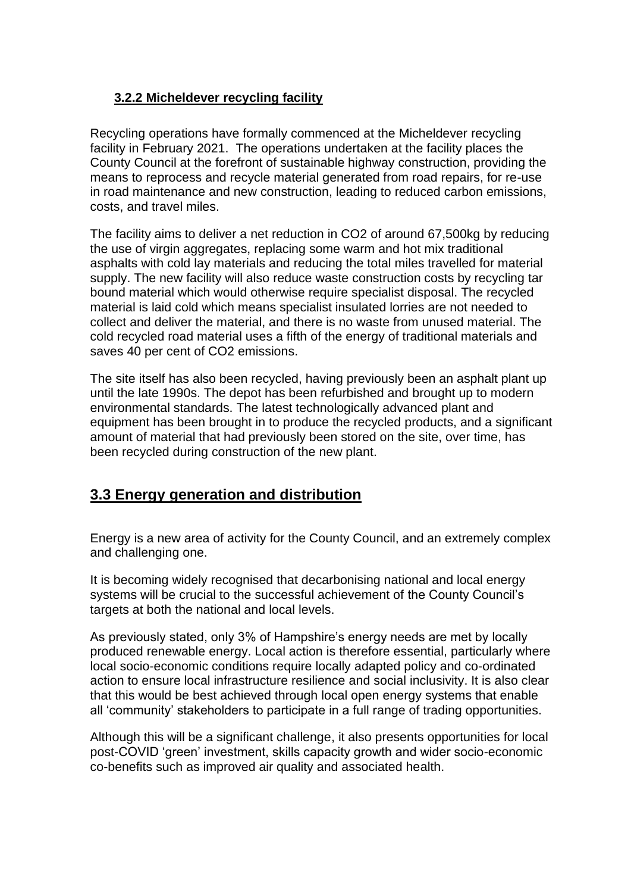#### 3.2.2 Micheldever recycling facility

Recycling operations have formally commenced at the Micheldever recycling facility in February 2021. The operations undertaken at the facility places the County Council at the forefront of sustainable highway construction, providing the means to reprocess and recycle material generated from road repairs, for re-use in road maintenance and new construction, leading to reduced carbon emissions, costs, and travel miles.

The facility aims to deliver a net reduction in $CO_2$ of around 67,500kg by reducing the use of virgin aggregates, replacing some warm and hot mix traditional asphalts with cold lay materials and reducing the total miles travelled for material supply. The new facility will also reduce waste construction costs by recycling tar bound material which would otherwise require specialist disposal. The recycled material is laid cold which means specialist insulated lorries are not needed to collect and deliver the material, and there is no waste from unused material. The cold recycled road material uses a fifth of the energy of traditional materials and saves 40 per cent of $CO_2$ emissions.

The site itself has also been recycled, having previously been an asphalt plant up until the late 1990s. The depot has been refurbished and brought up to modern environmental standards. The latest technologically advanced plant and equipment has been brought in to produce the recycled products, and a significant amount of material that had previously been stored on the site, over time, has been recycled during construction of the new plant.

## 3.3 Energy generation and distribution

Energy is a new area of activity for the County Council, and an extremely complex and challenging one.

It is becoming widely recognised that decarbonising national and local energy systems will be crucial to the successful achievement of the County Council's targets at both the national and local levels.

As previously stated, only 3% of Hampshire's energy needs are met by locally produced renewable energy. Local action is therefore essential, particularly where local socio-economic conditions require locally adapted policy and co-ordinated action to ensure local infrastructure resilience and social inclusivity. It is also clear that this would be best achieved through local open energy systems that enable all 'community' stakeholders to participate in a full range of trading opportunities.

Although this will be a significant challenge, it also presents opportunities for local post-COVID 'green' investment, skills capacity growth and wider socio-economic co-benefits such as improved air quality and associated health.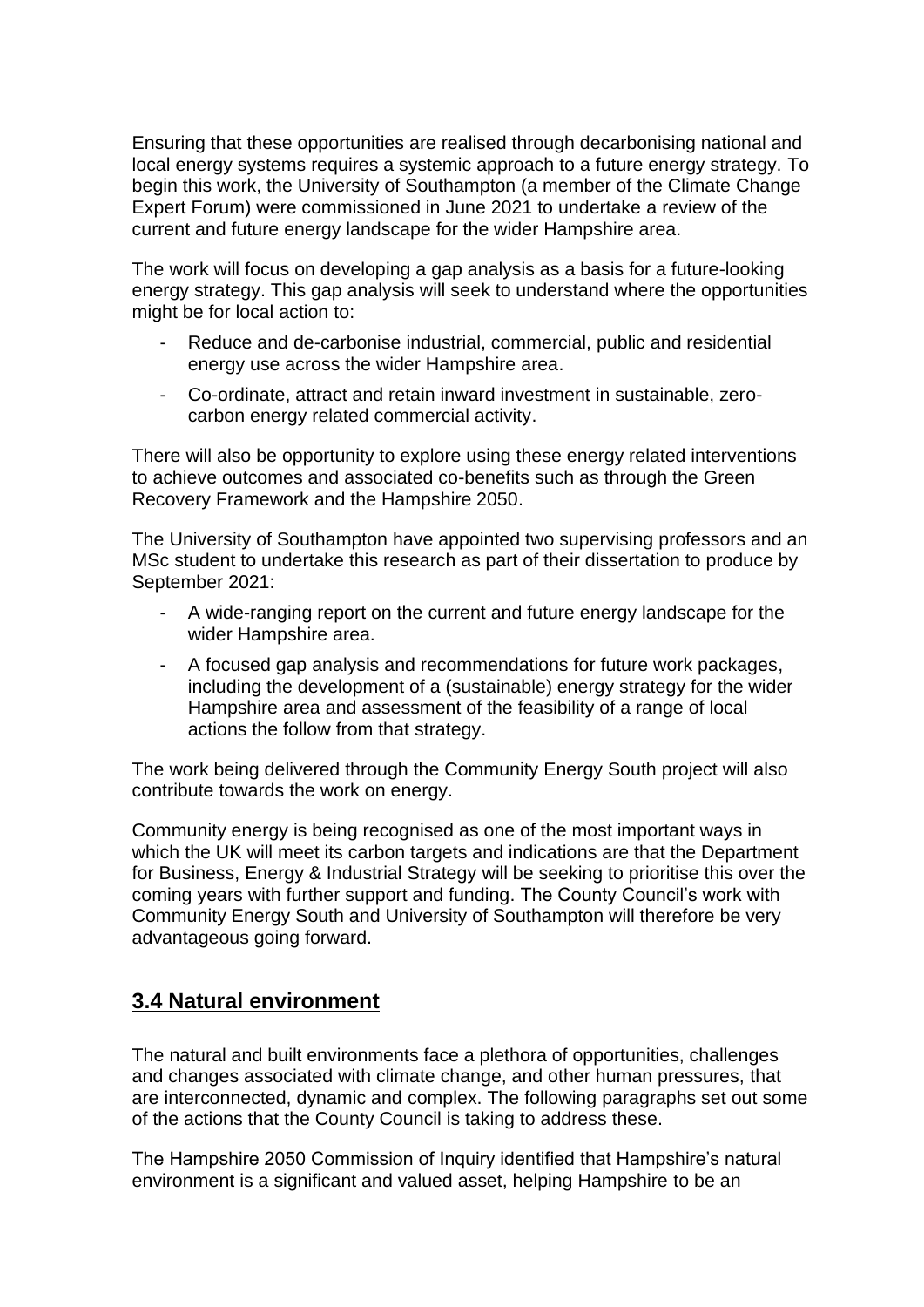Ensuring that these opportunities are realised through decarbonising national and local energy systems requires a systemic approach to a future energy strategy. To begin this work, the University of Southampton (a member of the Climate Change Expert Forum) were commissioned in June 2021 to undertake a review of the current and future energy landscape for the wider Hampshire area.

The work will focus on developing a gap analysis as a basis for a future-looking energy strategy. This gap analysis will seek to understand where the opportunities might be for local action to:

- Reduce and de-carbonise industrial, commercial, public and residential energy use across the wider Hampshire area.
- Co-ordinate, attract and retain inward investment in sustainable, zero-carbon energy related commercial activity.

There will also be opportunity to explore using these energy related interventions to achieve outcomes and associated co-benefits such as through the Green Recovery Framework and the Hampshire 2050.

The University of Southampton have appointed two supervising professors and an MSc student to undertake this research as part of their dissertation to produce by September 2021:

- A wide-ranging report on the current and future energy landscape for the wider Hampshire area.
- A focused gap analysis and recommendations for future work packages, including the development of a (sustainable) energy strategy for the wider Hampshire area and assessment of the feasibility of a range of local actions the follow from that strategy.

The work being delivered through the Community Energy South project will also contribute towards the work on energy.

Community energy is being recognised as one of the most important ways in which the UK will meet its carbon targets and indications are that the Department for Business, Energy & Industrial Strategy will be seeking to prioritise this over the coming years with further support and funding. The County Council's work with Community Energy South and University of Southampton will therefore be very advantageous going forward.

## 3.4 Natural environment

The natural and built environments face a plethora of opportunities, challenges and changes associated with climate change, and other human pressures, that are interconnected, dynamic and complex. The following paragraphs set out some of the actions that the County Council is taking to address these.

The Hampshire 2050 Commission of Inquiry identified that Hampshire's natural environment is a significant and valued asset, helping Hampshire to be an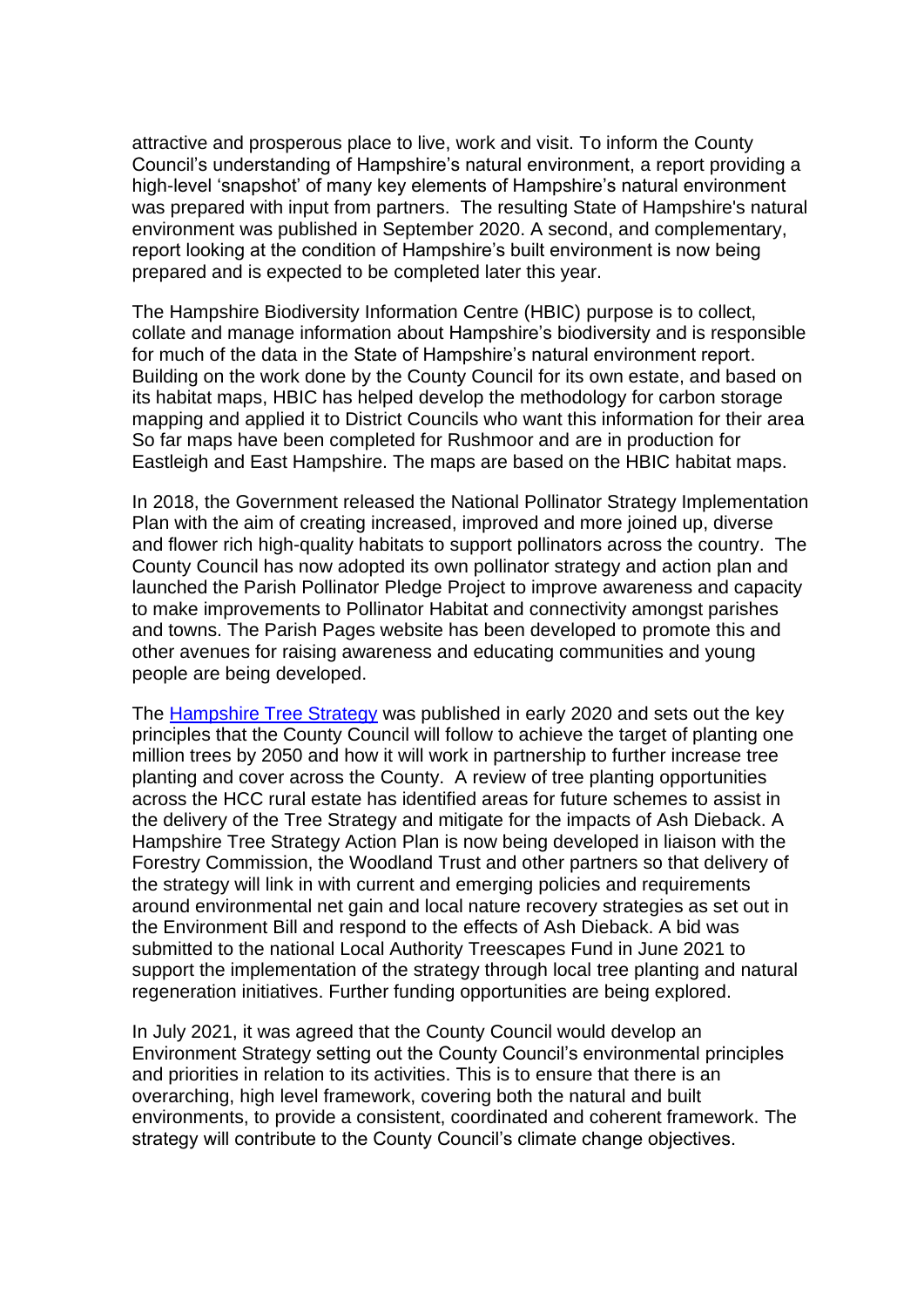attractive and prosperous place to live, work and visit. To inform the County Council's understanding of Hampshire's natural environment, a report providing a high-level 'snapshot' of many key elements of Hampshire's natural environment was prepared with input from partners. The resulting State of Hampshire's natural environment was published in September 2020. A second, and complementary, report looking at the condition of Hampshire's built environment is now being prepared and is expected to be completed later this year.

The Hampshire Biodiversity Information Centre (HBIC) purpose is to collect, collate and manage information about Hampshire's biodiversity and is responsible for much of the data in the State of Hampshire's natural environment report. Building on the work done by the County Council for its own estate, and based on its habitat maps, HBIC has helped develop the methodology for carbon storage mapping and applied it to District Councils who want this information for their area So far maps have been completed for Rushmoor and are in production for Eastleigh and East Hampshire. The maps are based on the HBIC habitat maps.

In 2018, the Government released the National Pollinator Strategy Implementation Plan with the aim of creating increased, improved and more joined up, diverse and flower rich high-quality habitats to support pollinators across the country. The County Council has now adopted its own pollinator strategy and action plan and launched the Parish Pollinator Pledge Project to improve awareness and capacity to make improvements to Pollinator Habitat and connectivity amongst parishes and towns. The Parish Pages website has been developed to promote this and other avenues for raising awareness and educating communities and young people are being developed.

The Hampshire Tree Strategy was published in early 2020 and sets out the key principles that the County Council will follow to achieve the target of planting one million trees by 2050 and how it will work in partnership to further increase tree planting and cover across the County. A review of tree planting opportunities across the HCC rural estate has identified areas for future schemes to assist in the delivery of the Tree Strategy and mitigate for the impacts of Ash Dieback. A Hampshire Tree Strategy Action Plan is now being developed in liaison with the Forestry Commission, the Woodland Trust and other partners so that delivery of the strategy will link in with current and emerging policies and requirements around environmental net gain and local nature recovery strategies as set out in the Environment Bill and respond to the effects of Ash Dieback. A bid was submitted to the national Local Authority Treescapes Fund in June 2021 to support the implementation of the strategy through local tree planting and natural regeneration initiatives. Further funding opportunities are being explored.

In July 2021, it was agreed that the County Council would develop an Environment Strategy setting out the County Council's environmental principles and priorities in relation to its activities. This is to ensure that there is an overarching, high level framework, covering both the natural and built environments, to provide a consistent, coordinated and coherent framework. The strategy will contribute to the County Council's climate change objectives.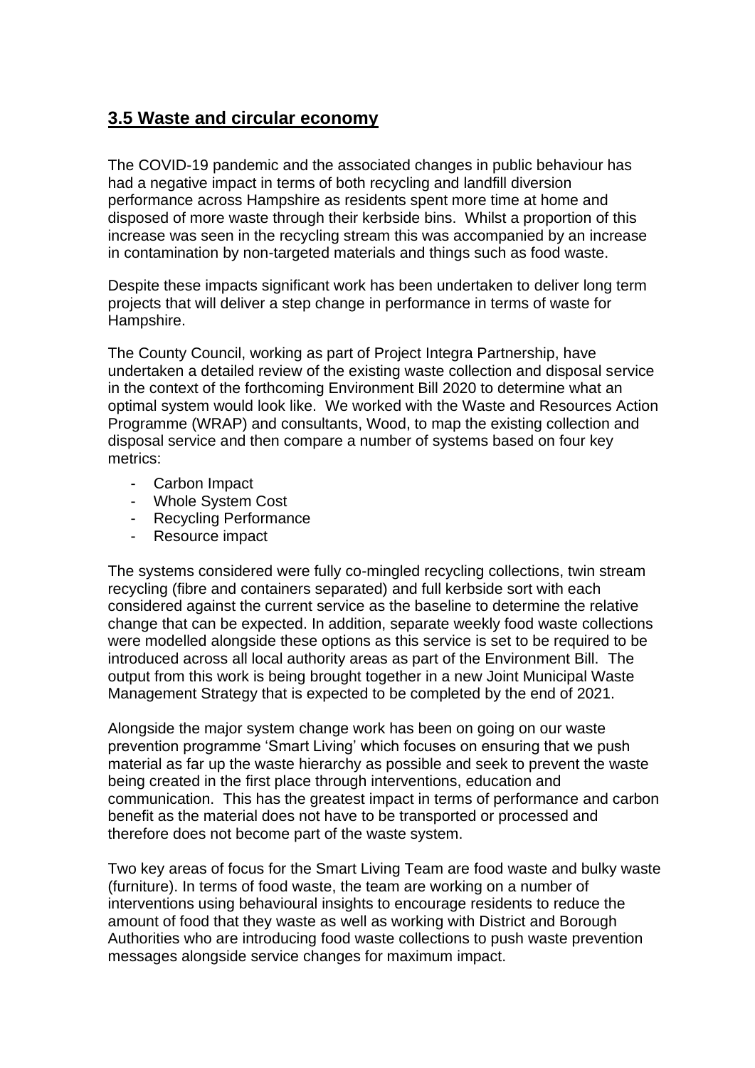## **3.5 Waste and circular economy**

The COVID-19 pandemic and the associated changes in public behaviour has had a negative impact in terms of both recycling and landfill diversion performance across Hampshire as residents spent more time at home and disposed of more waste through their kerbside bins. Whilst a proportion of this increase was seen in the recycling stream this was accompanied by an increase in contamination by non-targeted materials and things such as food waste.

Despite these impacts significant work has been undertaken to deliver long term projects that will deliver a step change in performance in terms of waste for Hampshire.

The County Council, working as part of Project Integra Partnership, have undertaken a detailed review of the existing waste collection and disposal service in the context of the forthcoming Environment Bill 2020 to determine what an optimal system would look like. We worked with the Waste and Resources Action Programme (WRAP) and consultants, Wood, to map the existing collection and disposal service and then compare a number of systems based on four key metrics:

- Carbon Impact
- Whole System Cost
- Recycling Performance
- Resource impact

The systems considered were fully co-mingled recycling collections, twin stream recycling (fibre and containers separated) and full kerbside sort with each considered against the current service as the baseline to determine the relative change that can be expected. In addition, separate weekly food waste collections were modelled alongside these options as this service is set to be required to be introduced across all local authority areas as part of the Environment Bill. The output from this work is being brought together in a new Joint Municipal Waste Management Strategy that is expected to be completed by the end of 2021.

Alongside the major system change work has been on going on our waste prevention programme 'Smart Living' which focuses on ensuring that we push material as far up the waste hierarchy as possible and seek to prevent the waste being created in the first place through interventions, education and communication. This has the greatest impact in terms of performance and carbon benefit as the material does not have to be transported or processed and therefore does not become part of the waste system.

Two key areas of focus for the Smart Living Team are food waste and bulky waste (furniture). In terms of food waste, the team are working on a number of interventions using behavioural insights to encourage residents to reduce the amount of food that they waste as well as working with District and Borough Authorities who are introducing food waste collections to push waste prevention messages alongside service changes for maximum impact.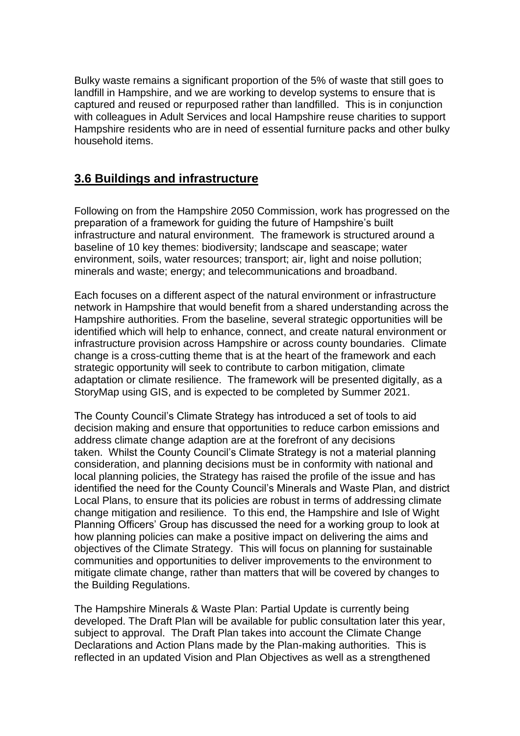Bulky waste remains a significant proportion of the 5% of waste that still goes to landfill in Hampshire, and we are working to develop systems to ensure that is captured and reused or repurposed rather than landfilled. This is in conjunction with colleagues in Adult Services and local Hampshire reuse charities to support Hampshire residents who are in need of essential furniture packs and other bulky household items.

## 3.6 Buildings and infrastructure

Following on from the Hampshire 2050 Commission, work has progressed on the preparation of a framework for guiding the future of Hampshire's built infrastructure and natural environment. The framework is structured around a baseline of 10 key themes: biodiversity; landscape and seascape; water environment, soils, water resources; transport; air, light and noise pollution; minerals and waste; energy; and telecommunications and broadband.

Each focuses on a different aspect of the natural environment or infrastructure network in Hampshire that would benefit from a shared understanding across the Hampshire authorities. From the baseline, several strategic opportunities will be identified which will help to enhance, connect, and create natural environment or infrastructure provision across Hampshire or across county boundaries. Climate change is a cross-cutting theme that is at the heart of the framework and each strategic opportunity will seek to contribute to carbon mitigation, climate adaptation or climate resilience. The framework will be presented digitally, as a StoryMap using GIS, and is expected to be completed by Summer 2021.

The County Council's Climate Strategy has introduced a set of tools to aid decision making and ensure that opportunities to reduce carbon emissions and address climate change adaption are at the forefront of any decisions taken. Whilst the County Council's Climate Strategy is not a material planning consideration, and planning decisions must be in conformity with national and local planning policies, the Strategy has raised the profile of the issue and has identified the need for the County Council's Minerals and Waste Plan, and district Local Plans, to ensure that its policies are robust in terms of addressing climate change mitigation and resilience. To this end, the Hampshire and Isle of Wight Planning Officers' Group has discussed the need for a working group to look at how planning policies can make a positive impact on delivering the aims and objectives of the Climate Strategy. This will focus on planning for sustainable communities and opportunities to deliver improvements to the environment to mitigate climate change, rather than matters that will be covered by changes to the Building Regulations.

The Hampshire Minerals & Waste Plan: Partial Update is currently being developed. The Draft Plan will be available for public consultation later this year, subject to approval. The Draft Plan takes into account the Climate Change Declarations and Action Plans made by the Plan-making authorities. This is reflected in an updated Vision and Plan Objectives as well as a strengthened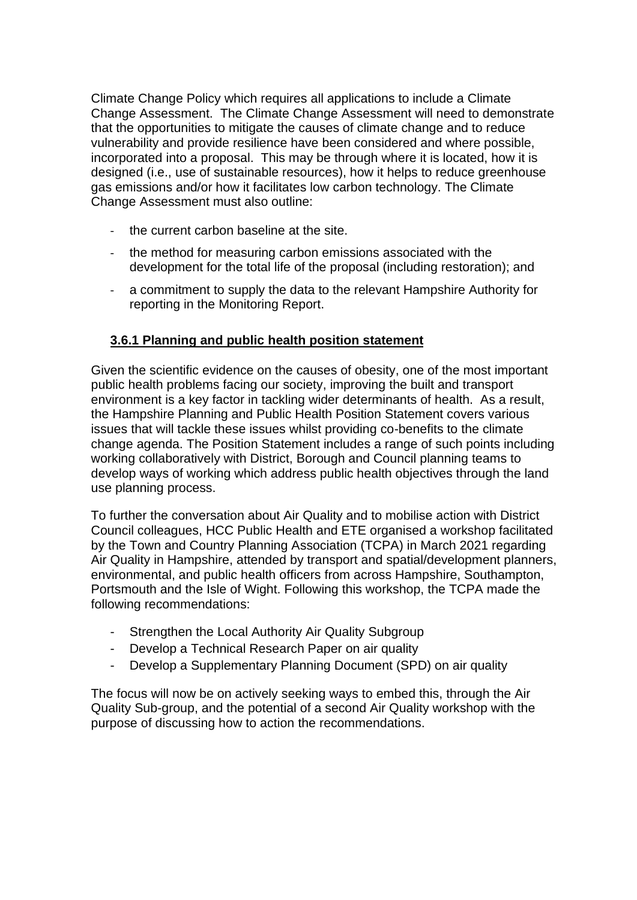Climate Change Policy which requires all applications to include a Climate Change Assessment. The Climate Change Assessment will need to demonstrate that the opportunities to mitigate the causes of climate change and to reduce vulnerability and provide resilience have been considered and where possible, incorporated into a proposal. This may be through where it is located, how it is designed (i.e., use of sustainable resources), how it helps to reduce greenhouse gas emissions and/or how it facilitates low carbon technology. The Climate Change Assessment must also outline:

- the current carbon baseline at the site.
- the method for measuring carbon emissions associated with the development for the total life of the proposal (including restoration); and
- a commitment to supply the data to the relevant Hampshire Authority for reporting in the Monitoring Report.

### 3.6.1 Planning and public health position statement

Given the scientific evidence on the causes of obesity, one of the most important public health problems facing our society, improving the built and transport environment is a key factor in tackling wider determinants of health. As a result, the Hampshire Planning and Public Health Position Statement covers various issues that will tackle these issues whilst providing co-benefits to the climate change agenda. The Position Statement includes a range of such points including working collaboratively with District, Borough and Council planning teams to develop ways of working which address public health objectives through the land use planning process.

To further the conversation about Air Quality and to mobilise action with District Council colleagues, HCC Public Health and ETE organised a workshop facilitated by the Town and Country Planning Association (TCPA) in March 2021 regarding Air Quality in Hampshire, attended by transport and spatial/development planners, environmental, and public health officers from across Hampshire, Southampton, Portsmouth and the Isle of Wight. Following this workshop, the TCPA made the following recommendations:

- Strengthen the Local Authority Air Quality Subgroup
- Develop a Technical Research Paper on air quality
- Develop a Supplementary Planning Document (SPD) on air quality

The focus will now be on actively seeking ways to embed this, through the Air Quality Sub-group, and the potential of a second Air Quality workshop with the purpose of discussing how to action the recommendations.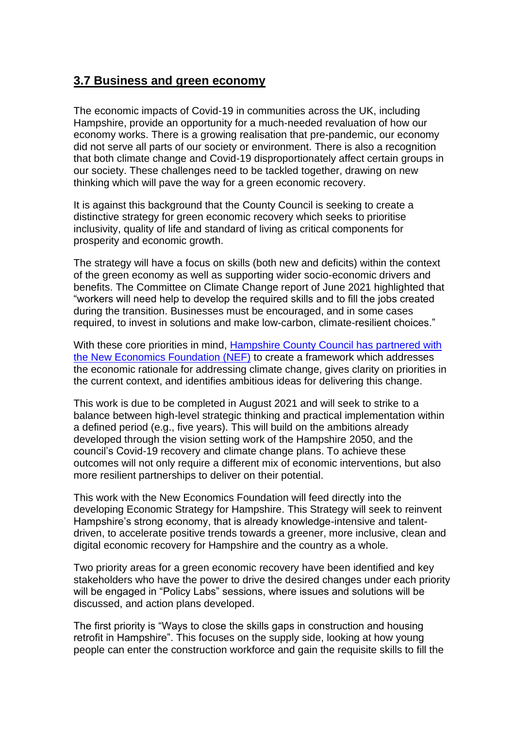## 3.7 Business and green economy

The economic impacts of Covid-19 in communities across the UK, including Hampshire, provide an opportunity for a much-needed revaluation of how our economy works. There is a growing realisation that pre-pandemic, our economy did not serve all parts of our society or environment. There is also a recognition that both climate change and Covid-19 disproportionately affect certain groups in our society. These challenges need to be tackled together, drawing on new thinking which will pave the way for a green economic recovery.

It is against this background that the County Council is seeking to create a distinctive strategy for green economic recovery which seeks to prioritise inclusivity, quality of life and standard of living as critical components for prosperity and economic growth.

The strategy will have a focus on skills (both new and deficits) within the context of the green economy as well as supporting wider socio-economic drivers and benefits. The Committee on Climate Change report of June 2021 highlighted that "workers will need help to develop the required skills and to fill the jobs created during the transition. Businesses must be encouraged, and in some cases required, to invest in solutions and make low-carbon, climate-resilient choices."

With these core priorities in mind, Hampshire County Council has partnered with the New Economics Foundation (NEF) to create a framework which addresses the economic rationale for addressing climate change, gives clarity on priorities in the current context, and identifies ambitious ideas for delivering this change.

This work is due to be completed in August 2021 and will seek to strike to a balance between high-level strategic thinking and practical implementation within a defined period (e.g., five years). This will build on the ambitions already developed through the vision setting work of the Hampshire 2050, and the council's Covid-19 recovery and climate change plans. To achieve these outcomes will not only require a different mix of economic interventions, but also more resilient partnerships to deliver on their potential.

This work with the New Economics Foundation will feed directly into the developing Economic Strategy for Hampshire. This Strategy will seek to reinvent Hampshire's strong economy, that is already knowledge-intensive and talent-driven, to accelerate positive trends towards a greener, more inclusive, clean and digital economic recovery for Hampshire and the country as a whole.

Two priority areas for a green economic recovery have been identified and key stakeholders who have the power to drive the desired changes under each priority will be engaged in "Policy Labs" sessions, where issues and solutions will be discussed, and action plans developed.

The first priority is "Ways to close the skills gaps in construction and housing retrofit in Hampshire". This focuses on the supply side, looking at how young people can enter the construction workforce and gain the requisite skills to fill the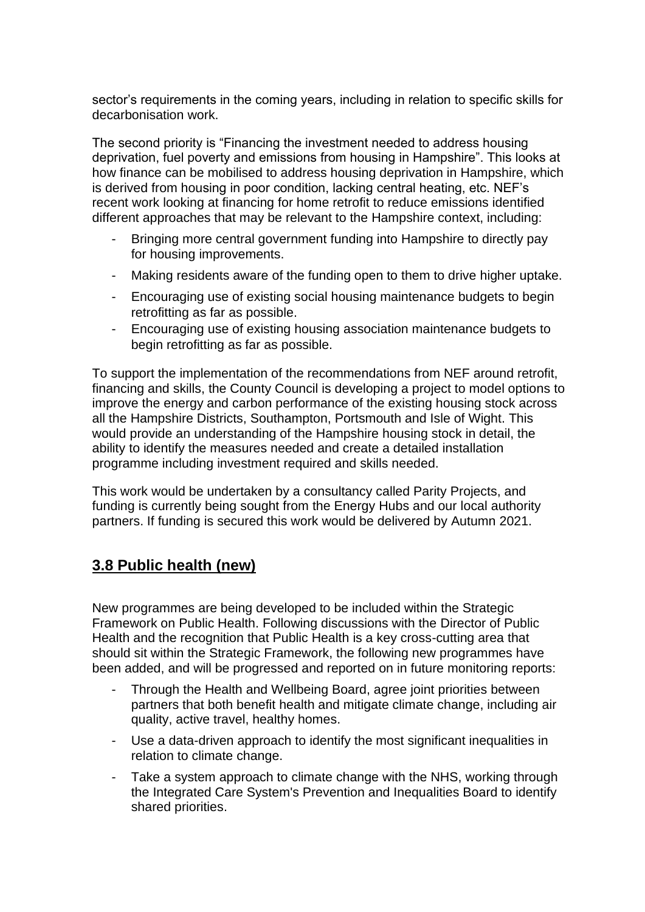sector's requirements in the coming years, including in relation to specific skills for decarbonisation work.

The second priority is "Financing the investment needed to address housing deprivation, fuel poverty and emissions from housing in Hampshire". This looks at how finance can be mobilised to address housing deprivation in Hampshire, which is derived from housing in poor condition, lacking central heating, etc. NEF's recent work looking at financing for home retrofit to reduce emissions identified different approaches that may be relevant to the Hampshire context, including:

- Bringing more central government funding into Hampshire to directly pay for housing improvements.
- Making residents aware of the funding open to them to drive higher uptake.
- Encouraging use of existing social housing maintenance budgets to begin retrofitting as far as possible.
- Encouraging use of existing housing association maintenance budgets to begin retrofitting as far as possible.

To support the implementation of the recommendations from NEF around retrofit, financing and skills, the County Council is developing a project to model options to improve the energy and carbon performance of the existing housing stock across all the Hampshire Districts, Southampton, Portsmouth and Isle of Wight. This would provide an understanding of the Hampshire housing stock in detail, the ability to identify the measures needed and create a detailed installation programme including investment required and skills needed.

This work would be undertaken by a consultancy called Parity Projects, and funding is currently being sought from the Energy Hubs and our local authority partners. If funding is secured this work would be delivered by Autumn 2021.

## 3.8 Public health (new)

New programmes are being developed to be included within the Strategic Framework on Public Health. Following discussions with the Director of Public Health and the recognition that Public Health is a key cross-cutting area that should sit within the Strategic Framework, the following new programmes have been added, and will be progressed and reported on in future monitoring reports:

- Through the Health and Wellbeing Board, agree joint priorities between partners that both benefit health and mitigate climate change, including air quality, active travel, healthy homes.
- Use a data-driven approach to identify the most significant inequalities in relation to climate change.
- Take a system approach to climate change with the NHS, working through the Integrated Care System's Prevention and Inequalities Board to identify shared priorities.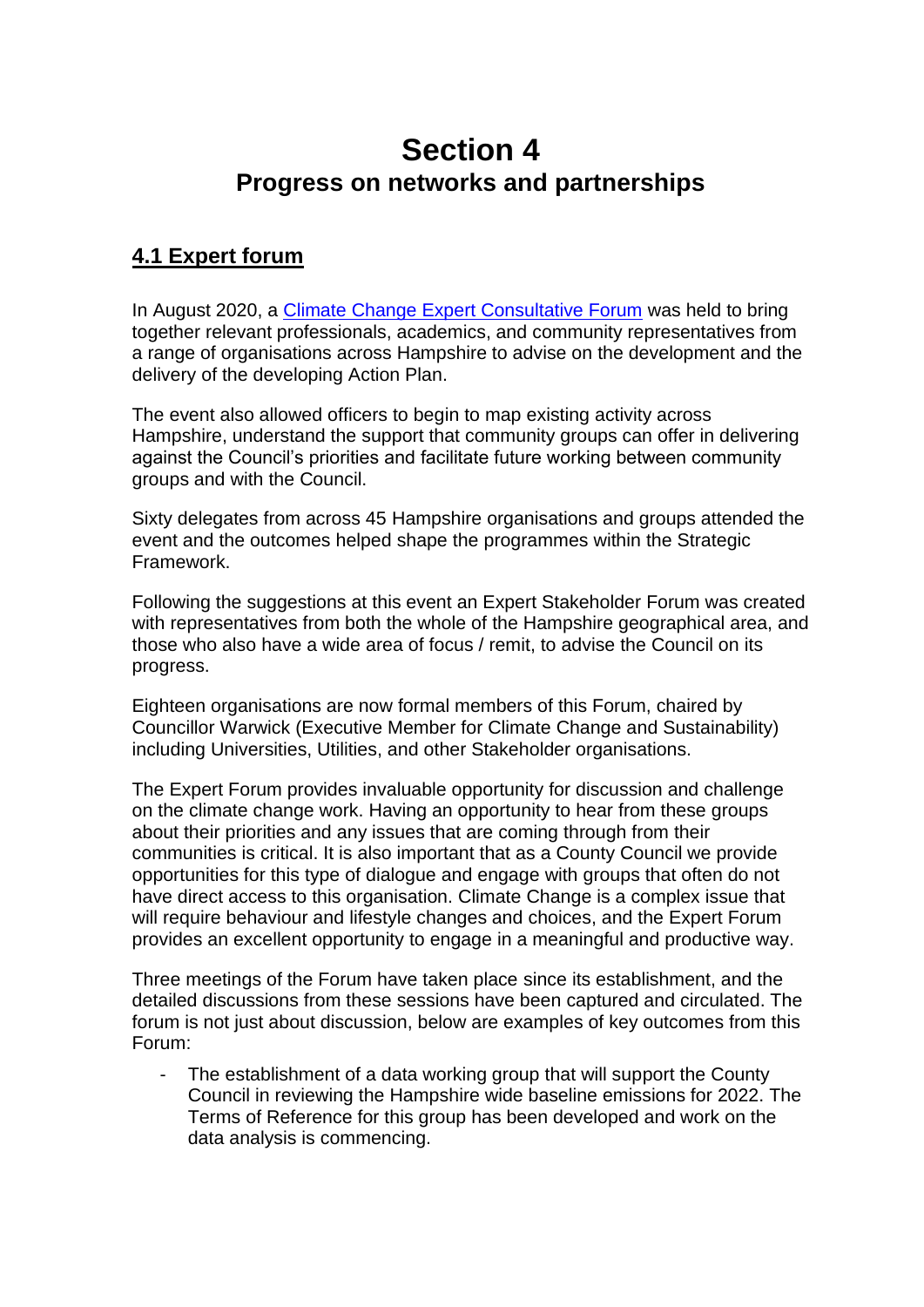# Section 4

## Progress on networks and partnerships

### 4.1 Expert forum

In August 2020, a [Climate Change Expert Consultative Forum](#) was held to bring together relevant professionals, academics, and community representatives from a range of organisations across Hampshire to advise on the development and the delivery of the developing Action Plan.

The event also allowed officers to begin to map existing activity across Hampshire, understand the support that community groups can offer in delivering against the Council's priorities and facilitate future working between community groups and with the Council.

Sixty delegates from across 45 Hampshire organisations and groups attended the event and the outcomes helped shape the programmes within the Strategic Framework.

Following the suggestions at this event an Expert Stakeholder Forum was created with representatives from both the whole of the Hampshire geographical area, and those who also have a wide area of focus / remit, to advise the Council on its progress.

Eighteen organisations are now formal members of this Forum, chaired by Councillor Warwick (Executive Member for Climate Change and Sustainability) including Universities, Utilities, and other Stakeholder organisations.

The Expert Forum provides invaluable opportunity for discussion and challenge on the climate change work. Having an opportunity to hear from these groups about their priorities and any issues that are coming through from their communities is critical. It is also important that as a County Council we provide opportunities for this type of dialogue and engage with groups that often do not have direct access to this organisation. Climate Change is a complex issue that will require behaviour and lifestyle changes and choices, and the Expert Forum provides an excellent opportunity to engage in a meaningful and productive way.

Three meetings of the Forum have taken place since its establishment, and the detailed discussions from these sessions have been captured and circulated. The forum is not just about discussion, below are examples of key outcomes from this Forum:

- The establishment of a data working group that will support the County Council in reviewing the Hampshire wide baseline emissions for 2022. The Terms of Reference for this group has been developed and work on the data analysis is commencing.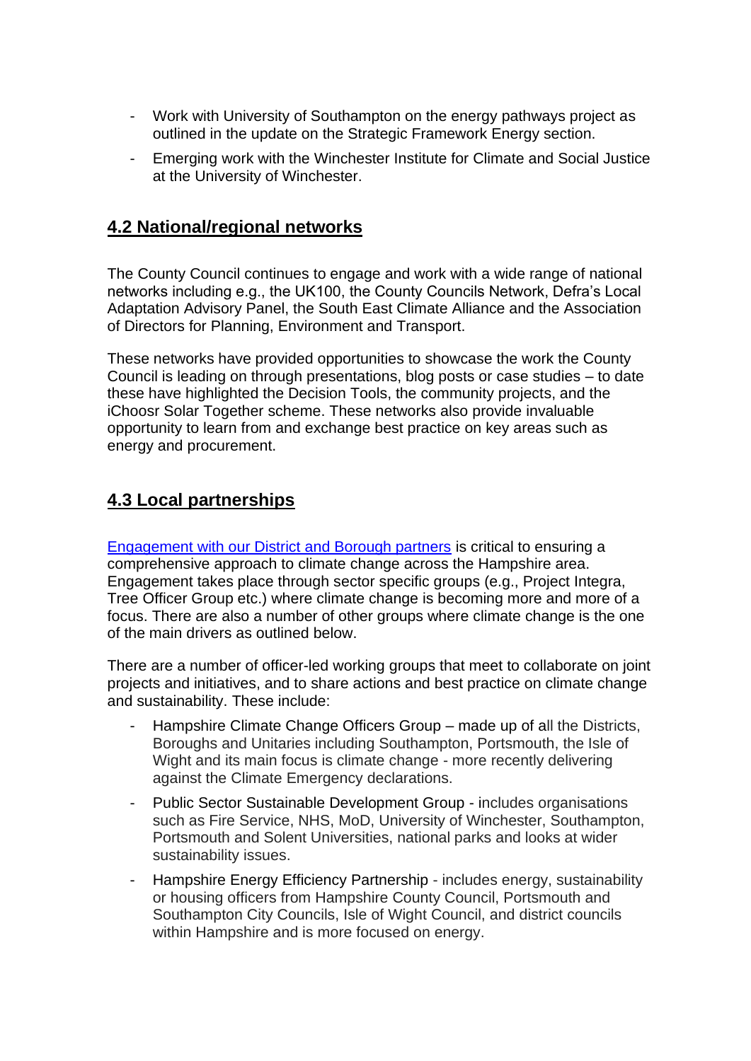- Work with University of Southampton on the energy pathways project as outlined in the update on the Strategic Framework Energy section.
- Emerging work with the Winchester Institute for Climate and Social Justice at the University of Winchester.

## 4.2 National/regional networks

The County Council continues to engage and work with a wide range of national networks including e.g., the UK100, the County Councils Network, Defra's Local Adaptation Advisory Panel, the South East Climate Alliance and the Association of Directors for Planning, Environment and Transport.

These networks have provided opportunities to showcase the work the County Council is leading on through presentations, blog posts or case studies – to date these have highlighted the Decision Tools, the community projects, and the iChoosr Solar Together scheme. These networks also provide invaluable opportunity to learn from and exchange best practice on key areas such as energy and procurement.

## 4.3 Local partnerships

Engagement with our District and Borough partners is critical to ensuring a comprehensive approach to climate change across the Hampshire area. Engagement takes place through sector specific groups (e.g., Project Integra, Tree Officer Group etc.) where climate change is becoming more and more of a focus. There are also a number of other groups where climate change is the one of the main drivers as outlined below.

There are a number of officer-led working groups that meet to collaborate on joint projects and initiatives, and to share actions and best practice on climate change and sustainability. These include:

- Hampshire Climate Change Officers Group – made up of all the Districts, Boroughs and Unitaries including Southampton, Portsmouth, the Isle of Wight and its main focus is climate change - more recently delivering against the Climate Emergency declarations.
- Public Sector Sustainable Development Group - includes organisations such as Fire Service, NHS, MoD, University of Winchester, Southampton, Portsmouth and Solent Universities, national parks and looks at wider sustainability issues.
- Hampshire Energy Efficiency Partnership - includes energy, sustainability or housing officers from Hampshire County Council, Portsmouth and Southampton City Councils, Isle of Wight Council, and district councils within Hampshire and is more focused on energy.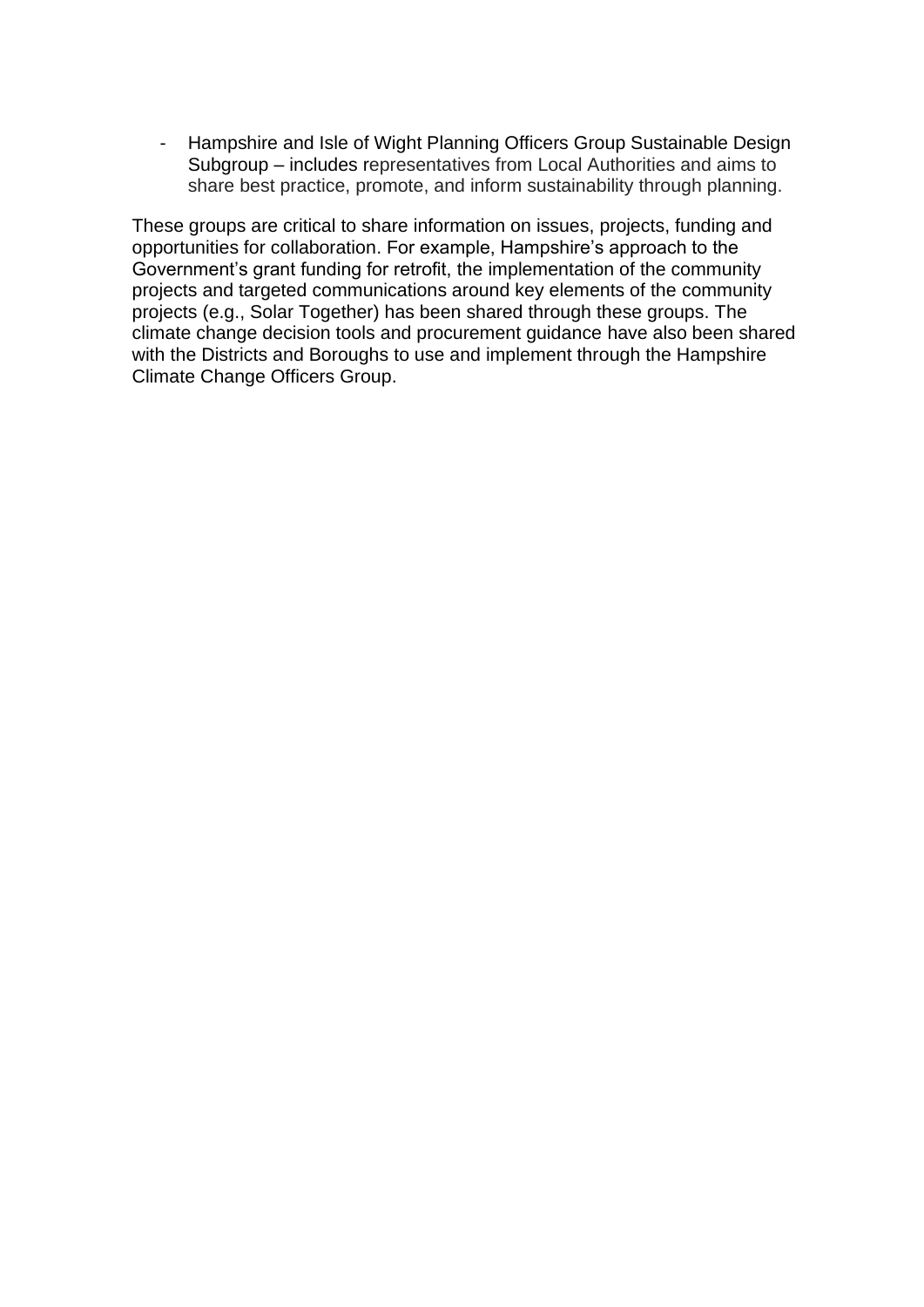- Hampshire and Isle of Wight Planning Officers Group Sustainable Design Subgroup – includes representatives from Local Authorities and aims to share best practice, promote, and inform sustainability through planning.

These groups are critical to share information on issues, projects, funding and opportunities for collaboration. For example, Hampshire's approach to the Government's grant funding for retrofit, the implementation of the community projects and targeted communications around key elements of the community projects (e.g., Solar Together) has been shared through these groups. The climate change decision tools and procurement guidance have also been shared with the Districts and Boroughs to use and implement through the Hampshire Climate Change Officers Group.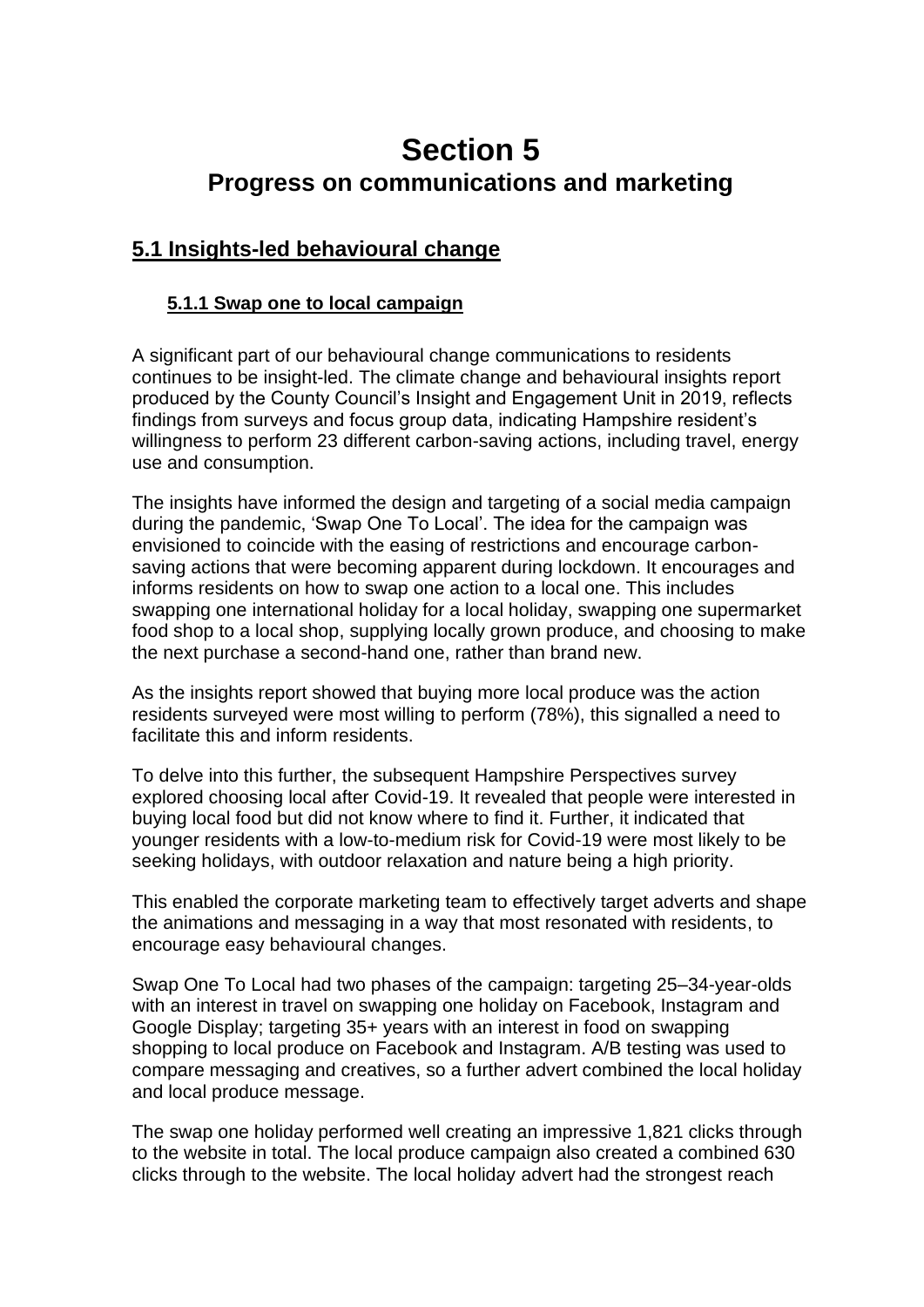# Section 5
## Progress on communications and marketing

## 5.1 Insights-led behavioural change

### 5.1.1 Swap one to local campaign

A significant part of our behavioural change communications to residents continues to be insight-led. The climate change and behavioural insights report produced by the County Council's Insight and Engagement Unit in 2019, reflects findings from surveys and focus group data, indicating Hampshire resident's willingness to perform 23 different carbon-saving actions, including travel, energy use and consumption.

The insights have informed the design and targeting of a social media campaign during the pandemic, 'Swap One To Local'. The idea for the campaign was envisioned to coincide with the easing of restrictions and encourage carbon-saving actions that were becoming apparent during lockdown. It encourages and informs residents on how to swap one action to a local one. This includes swapping one international holiday for a local holiday, swapping one supermarket food shop to a local shop, supplying locally grown produce, and choosing to make the next purchase a second-hand one, rather than brand new.

As the insights report showed that buying more local produce was the action residents surveyed were most willing to perform (78%), this signalled a need to facilitate this and inform residents.

To delve into this further, the subsequent Hampshire Perspectives survey explored choosing local after Covid-19. It revealed that people were interested in buying local food but did not know where to find it. Further, it indicated that younger residents with a low-to-medium risk for Covid-19 were most likely to be seeking holidays, with outdoor relaxation and nature being a high priority.

This enabled the corporate marketing team to effectively target adverts and shape the animations and messaging in a way that most resonated with residents, to encourage easy behavioural changes.

Swap One To Local had two phases of the campaign: targeting 25–34-year-olds with an interest in travel on swapping one holiday on Facebook, Instagram and Google Display; targeting 35+ years with an interest in food on swapping shopping to local produce on Facebook and Instagram. A/B testing was used to compare messaging and creatives, so a further advert combined the local holiday and local produce message.

The swap one holiday performed well creating an impressive 1,821 clicks through to the website in total. The local produce campaign also created a combined 630 clicks through to the website. The local holiday advert had the strongest reach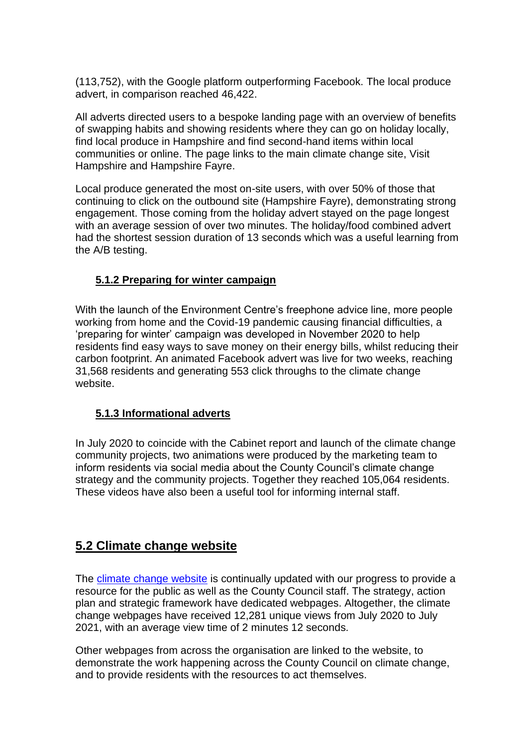(113,752), with the Google platform outperforming Facebook. The local produce advert, in comparison reached 46,422.

All adverts directed users to a bespoke landing page with an overview of benefits of swapping habits and showing residents where they can go on holiday locally, find local produce in Hampshire and find second-hand items within local communities or online. The page links to the main climate change site, Visit Hampshire and Hampshire Fayre.

Local produce generated the most on-site users, with over 50% of those that continuing to click on the outbound site (Hampshire Fayre), demonstrating strong engagement. Those coming from the holiday advert stayed on the page longest with an average session of over two minutes. The holiday/food combined advert had the shortest session duration of 13 seconds which was a useful learning from the A/B testing.

### 5.1.2 Preparing for winter campaign

With the launch of the Environment Centre's freephone advice line, more people working from home and the Covid-19 pandemic causing financial difficulties, a 'preparing for winter' campaign was developed in November 2020 to help residents find easy ways to save money on their energy bills, whilst reducing their carbon footprint. An animated Facebook advert was live for two weeks, reaching 31,568 residents and generating 553 click throughs to the climate change website.

### 5.1.3 Informational adverts

In July 2020 to coincide with the Cabinet report and launch of the climate change community projects, two animations were produced by the marketing team to inform residents via social media about the County Council's climate change strategy and the community projects. Together they reached 105,064 residents. These videos have also been a useful tool for informing internal staff.

## 5.2 Climate change website

The climate change website is continually updated with our progress to provide a resource for the public as well as the County Council staff. The strategy, action plan and strategic framework have dedicated webpages. Altogether, the climate change webpages have received 12,281 unique views from July 2020 to July 2021, with an average view time of 2 minutes 12 seconds.

Other webpages from across the organisation are linked to the website, to demonstrate the work happening across the County Council on climate change, and to provide residents with the resources to act themselves.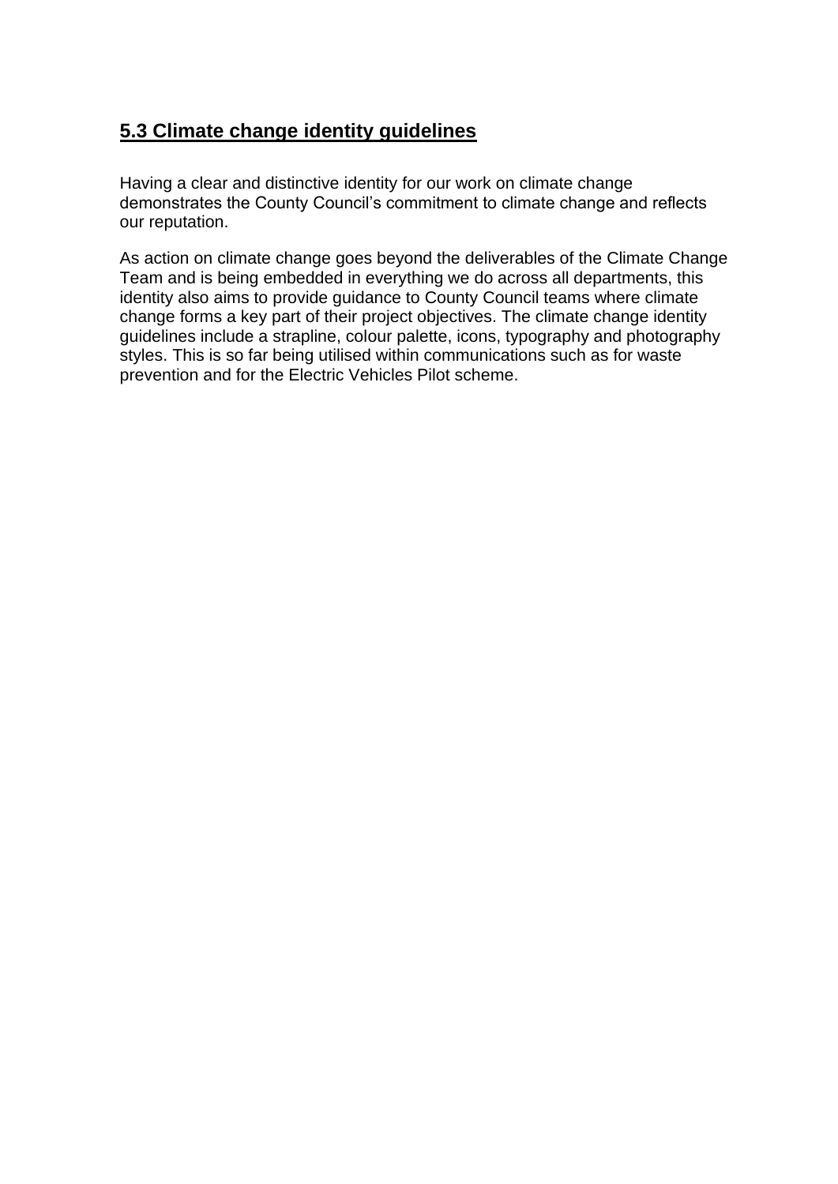## 5.3 Climate change identity guidelines

Having a clear and distinctive identity for our work on climate change demonstrates the County Council's commitment to climate change and reflects our reputation.

As action on climate change goes beyond the deliverables of the Climate Change Team and is being embedded in everything we do across all departments, this identity also aims to provide guidance to County Council teams where climate change forms a key part of their project objectives. The climate change identity guidelines include a strapline, colour palette, icons, typography and photography styles. This is so far being utilised within communications such as for waste prevention and for the Electric Vehicles Pilot scheme.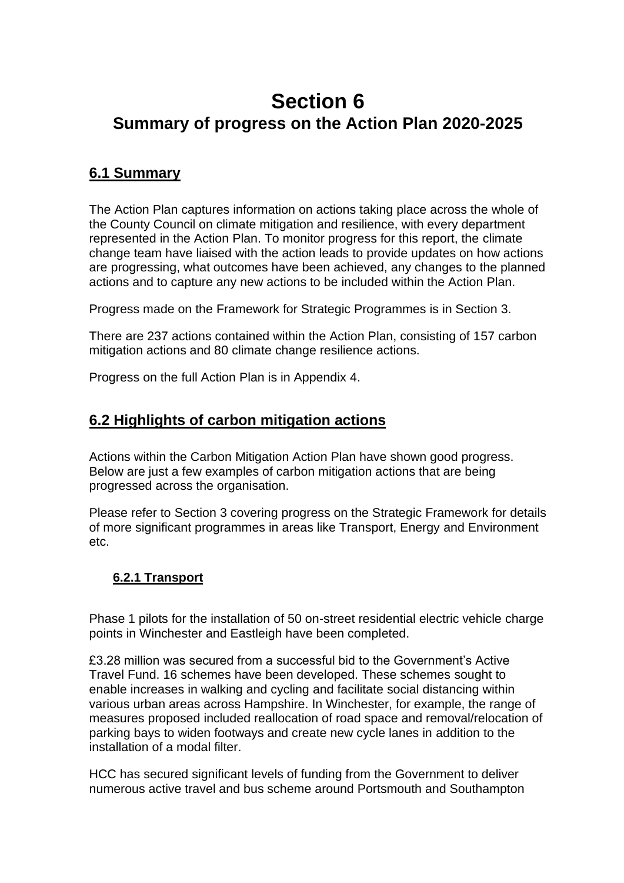# Section 6

## Summary of progress on the Action Plan 2020-2025

### 6.1 Summary

The Action Plan captures information on actions taking place across the whole of the County Council on climate mitigation and resilience, with every department represented in the Action Plan. To monitor progress for this report, the climate change team have liaised with the action leads to provide updates on how actions are progressing, what outcomes have been achieved, any changes to the planned actions and to capture any new actions to be included within the Action Plan.

Progress made on the Framework for Strategic Programmes is in Section 3.

There are 237 actions contained within the Action Plan, consisting of 157 carbon mitigation actions and 80 climate change resilience actions.

Progress on the full Action Plan is in Appendix 4.

### 6.2 Highlights of carbon mitigation actions

Actions within the Carbon Mitigation Action Plan have shown good progress. Below are just a few examples of carbon mitigation actions that are being progressed across the organisation.

Please refer to Section 3 covering progress on the Strategic Framework for details of more significant programmes in areas like Transport, Energy and Environment etc.

#### 6.2.1 Transport

Phase 1 pilots for the installation of 50 on-street residential electric vehicle charge points in Winchester and Eastleigh have been completed.

£3.28 million was secured from a successful bid to the Government's Active Travel Fund. 16 schemes have been developed. These schemes sought to enable increases in walking and cycling and facilitate social distancing within various urban areas across Hampshire. In Winchester, for example, the range of measures proposed included reallocation of road space and removal/relocation of parking bays to widen footways and create new cycle lanes in addition to the installation of a modal filter.

HCC has secured significant levels of funding from the Government to deliver numerous active travel and bus scheme around Portsmouth and Southampton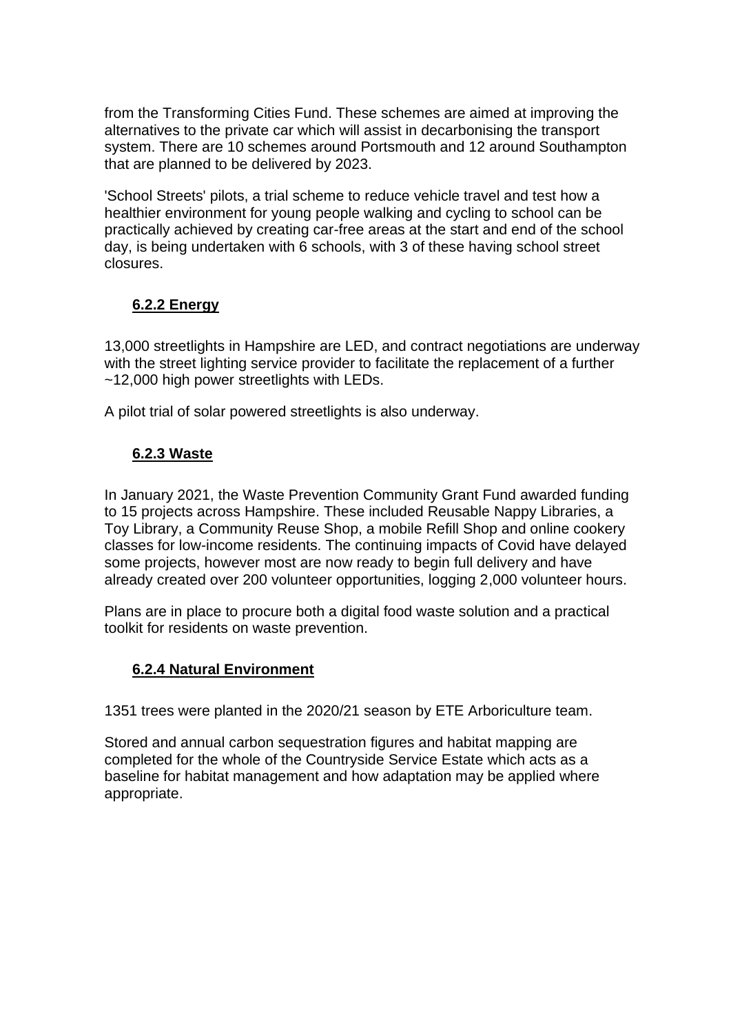from the Transforming Cities Fund. These schemes are aimed at improving the alternatives to the private car which will assist in decarbonising the transport system. There are 10 schemes around Portsmouth and 12 around Southampton that are planned to be delivered by 2023.

'School Streets' pilots, a trial scheme to reduce vehicle travel and test how a healthier environment for young people walking and cycling to school can be practically achieved by creating car-free areas at the start and end of the school day, is being undertaken with 6 schools, with 3 of these having school street closures.

### 6.2.2 Energy

13,000 streetlights in Hampshire are LED, and contract negotiations are underway with the street lighting service provider to facilitate the replacement of a further ~12,000 high power streetlights with LEDs.

A pilot trial of solar powered streetlights is also underway.

### 6.2.3 Waste

In January 2021, the Waste Prevention Community Grant Fund awarded funding to 15 projects across Hampshire. These included Reusable Nappy Libraries, a Toy Library, a Community Reuse Shop, a mobile Refill Shop and online cookery classes for low-income residents. The continuing impacts of Covid have delayed some projects, however most are now ready to begin full delivery and have already created over 200 volunteer opportunities, logging 2,000 volunteer hours.

Plans are in place to procure both a digital food waste solution and a practical toolkit for residents on waste prevention.

### 6.2.4 Natural Environment

1351 trees were planted in the 2020/21 season by ETE Arboriculture team.

Stored and annual carbon sequestration figures and habitat mapping are completed for the whole of the Countryside Service Estate which acts as a baseline for habitat management and how adaptation may be applied where appropriate.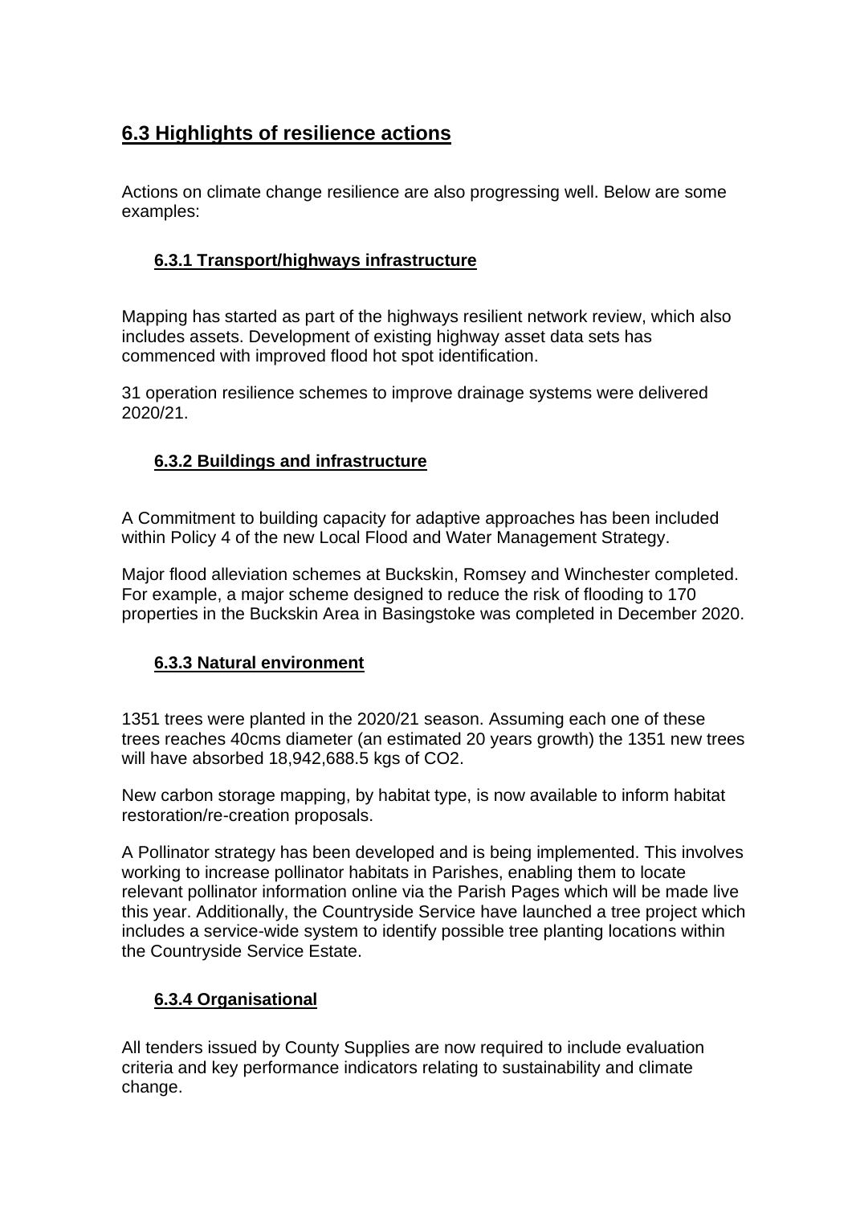## 6.3 Highlights of resilience actions

Actions on climate change resilience are also progressing well. Below are some examples:

### 6.3.1 Transport/highways infrastructure

Mapping has started as part of the highways resilient network review, which also includes assets. Development of existing highway asset data sets has commenced with improved flood hot spot identification.

31 operation resilience schemes to improve drainage systems were delivered 2020/21.

### 6.3.2 Buildings and infrastructure

A Commitment to building capacity for adaptive approaches has been included within Policy 4 of the new Local Flood and Water Management Strategy.

Major flood alleviation schemes at Buckskin, Romsey and Winchester completed. For example, a major scheme designed to reduce the risk of flooding to 170 properties in the Buckskin Area in Basingstoke was completed in December 2020.

### 6.3.3 Natural environment

1351 trees were planted in the 2020/21 season. Assuming each one of these trees reaches 40cms diameter (an estimated 20 years growth) the 1351 new trees will have absorbed 18,942,688.5 kgs of $CO_2$.

New carbon storage mapping, by habitat type, is now available to inform habitat restoration/re-creation proposals.

A Pollinator strategy has been developed and is being implemented. This involves working to increase pollinator habitats in Parishes, enabling them to locate relevant pollinator information online via the Parish Pages which will be made live this year. Additionally, the Countryside Service have launched a tree project which includes a service-wide system to identify possible tree planting locations within the Countryside Service Estate.

### 6.3.4 Organisational

All tenders issued by County Supplies are now required to include evaluation criteria and key performance indicators relating to sustainability and climate change.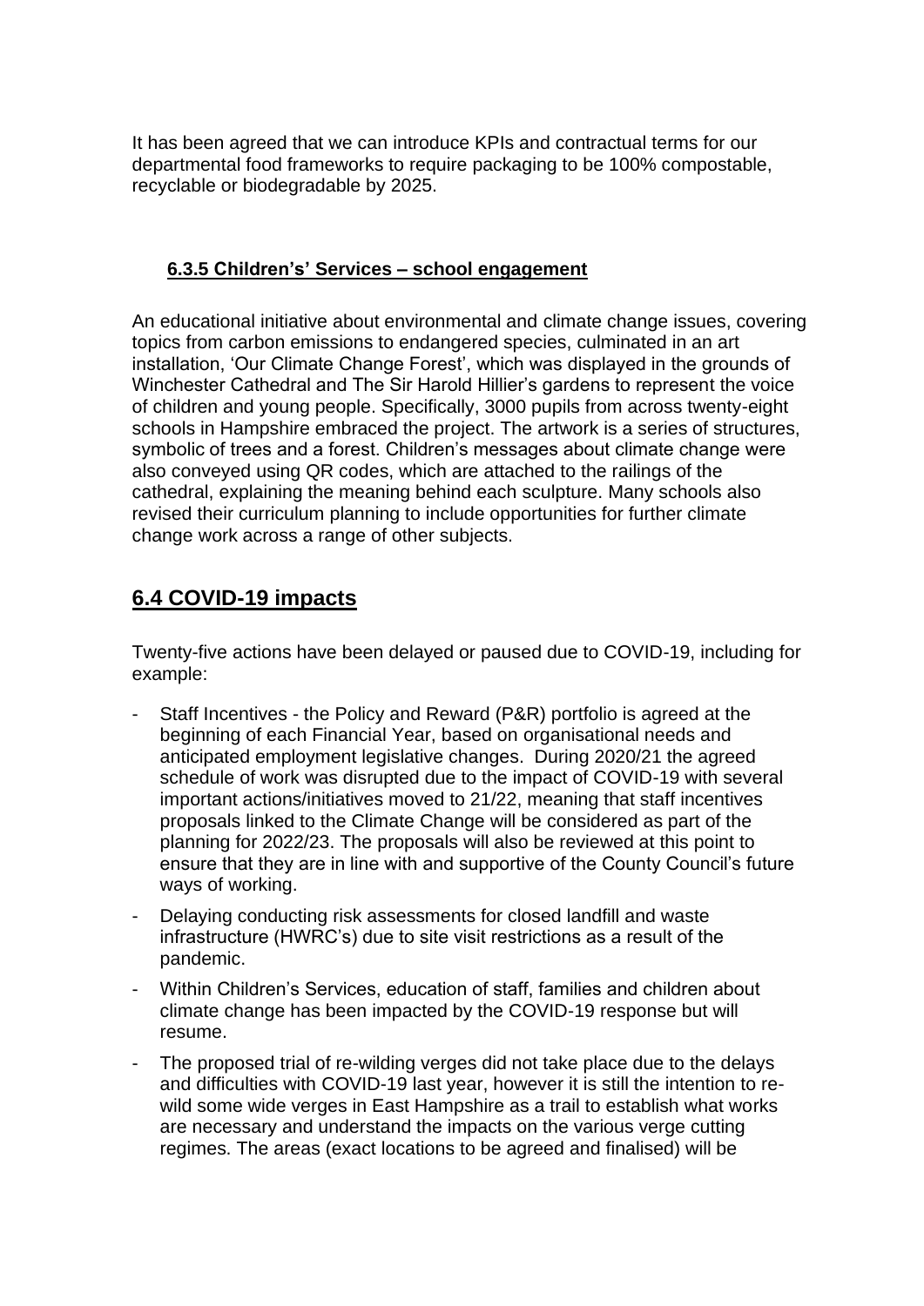It has been agreed that we can introduce KPIs and contractual terms for our departmental food frameworks to require packaging to be 100% compostable, recyclable or biodegradable by 2025.

### 6.3.5 Children's' Services – school engagement

An educational initiative about environmental and climate change issues, covering topics from carbon emissions to endangered species, culminated in an art installation, 'Our Climate Change Forest', which was displayed in the grounds of Winchester Cathedral and The Sir Harold Hillier's gardens to represent the voice of children and young people. Specifically, 3000 pupils from across twenty-eight schools in Hampshire embraced the project. The artwork is a series of structures, symbolic of trees and a forest. Children's messages about climate change were also conveyed using QR codes, which are attached to the railings of the cathedral, explaining the meaning behind each sculpture. Many schools also revised their curriculum planning to include opportunities for further climate change work across a range of other subjects.

## 6.4 COVID-19 impacts

Twenty-five actions have been delayed or paused due to COVID-19, including for example:

- Staff Incentives - the Policy and Reward (P&R) portfolio is agreed at the beginning of each Financial Year, based on organisational needs and anticipated employment legislative changes. During 2020/21 the agreed schedule of work was disrupted due to the impact of COVID-19 with several important actions/initiatives moved to 21/22, meaning that staff incentives proposals linked to the Climate Change will be considered as part of the planning for 2022/23. The proposals will also be reviewed at this point to ensure that they are in line with and supportive of the County Council's future ways of working.
- Delaying conducting risk assessments for closed landfill and waste infrastructure (HWRC's) due to site visit restrictions as a result of the pandemic.
- Within Children's Services, education of staff, families and children about climate change has been impacted by the COVID-19 response but will resume.
- The proposed trial of re-wilding verges did not take place due to the delays and difficulties with COVID-19 last year, however it is still the intention to re-wild some wide verges in East Hampshire as a trail to establish what works are necessary and understand the impacts on the various verge cutting regimes. The areas (exact locations to be agreed and finalised) will be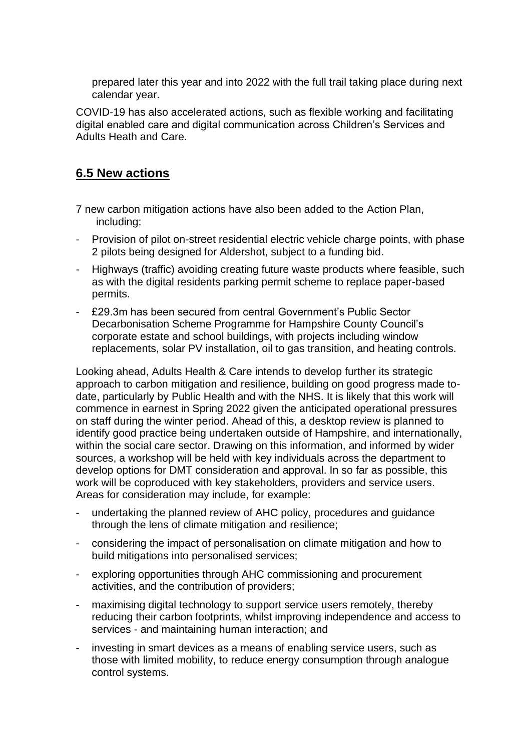prepared later this year and into 2022 with the full trail taking place during next calendar year.

COVID-19 has also accelerated actions, such as flexible working and facilitating digital enabled care and digital communication across Children's Services and Adults Heath and Care.

## 6.5 New actions

7 new carbon mitigation actions have also been added to the Action Plan, including:

- Provision of pilot on-street residential electric vehicle charge points, with phase 2 pilots being designed for Aldershot, subject to a funding bid.
- Highways (traffic) avoiding creating future waste products where feasible, such as with the digital residents parking permit scheme to replace paper-based permits.
- £29.3m has been secured from central Government's Public Sector Decarbonisation Scheme Programme for Hampshire County Council's corporate estate and school buildings, with projects including window replacements, solar PV installation, oil to gas transition, and heating controls.

Looking ahead, Adults Health & Care intends to develop further its strategic approach to carbon mitigation and resilience, building on good progress made to-date, particularly by Public Health and with the NHS. It is likely that this work will commence in earnest in Spring 2022 given the anticipated operational pressures on staff during the winter period. Ahead of this, a desktop review is planned to identify good practice being undertaken outside of Hampshire, and internationally, within the social care sector. Drawing on this information, and informed by wider sources, a workshop will be held with key individuals across the department to develop options for DMT consideration and approval. In so far as possible, this work will be coproduced with key stakeholders, providers and service users. Areas for consideration may include, for example:

- undertaking the planned review of AHC policy, procedures and guidance through the lens of climate mitigation and resilience;
- considering the impact of personalisation on climate mitigation and how to build mitigations into personalised services;
- exploring opportunities through AHC commissioning and procurement activities, and the contribution of providers;
- maximising digital technology to support service users remotely, thereby reducing their carbon footprints, whilst improving independence and access to services - and maintaining human interaction; and
- investing in smart devices as a means of enabling service users, such as those with limited mobility, to reduce energy consumption through analogue control systems.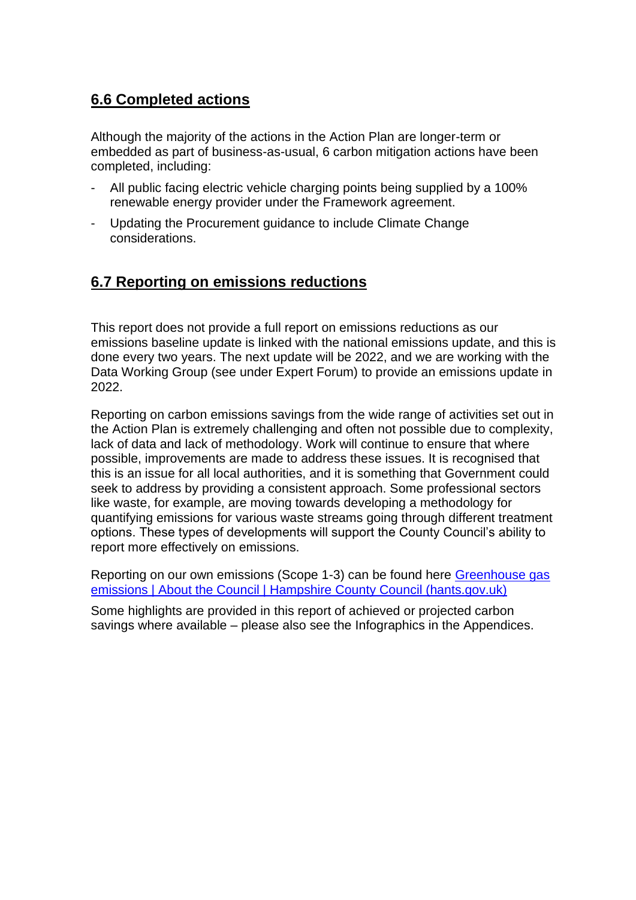## 6.6 Completed actions

Although the majority of the actions in the Action Plan are longer-term or embedded as part of business-as-usual, 6 carbon mitigation actions have been completed, including:

- All public facing electric vehicle charging points being supplied by a 100% renewable energy provider under the Framework agreement.
- Updating the Procurement guidance to include Climate Change considerations.

## 6.7 Reporting on emissions reductions

This report does not provide a full report on emissions reductions as our emissions baseline update is linked with the national emissions update, and this is done every two years. The next update will be 2022, and we are working with the Data Working Group (see under Expert Forum) to provide an emissions update in 2022.

Reporting on carbon emissions savings from the wide range of activities set out in the Action Plan is extremely challenging and often not possible due to complexity, lack of data and lack of methodology. Work will continue to ensure that where possible, improvements are made to address these issues. It is recognised that this is an issue for all local authorities, and it is something that Government could seek to address by providing a consistent approach. Some professional sectors like waste, for example, are moving towards developing a methodology for quantifying emissions for various waste streams going through different treatment options. These types of developments will support the County Council's ability to report more effectively on emissions.

Reporting on our own emissions (Scope 1-3) can be found here [Greenhouse gas emissions | About the Council | Hampshire County Council (hants.gov.uk)]

Some highlights are provided in this report of achieved or projected carbon savings where available – please also see the Infographics in the Appendices.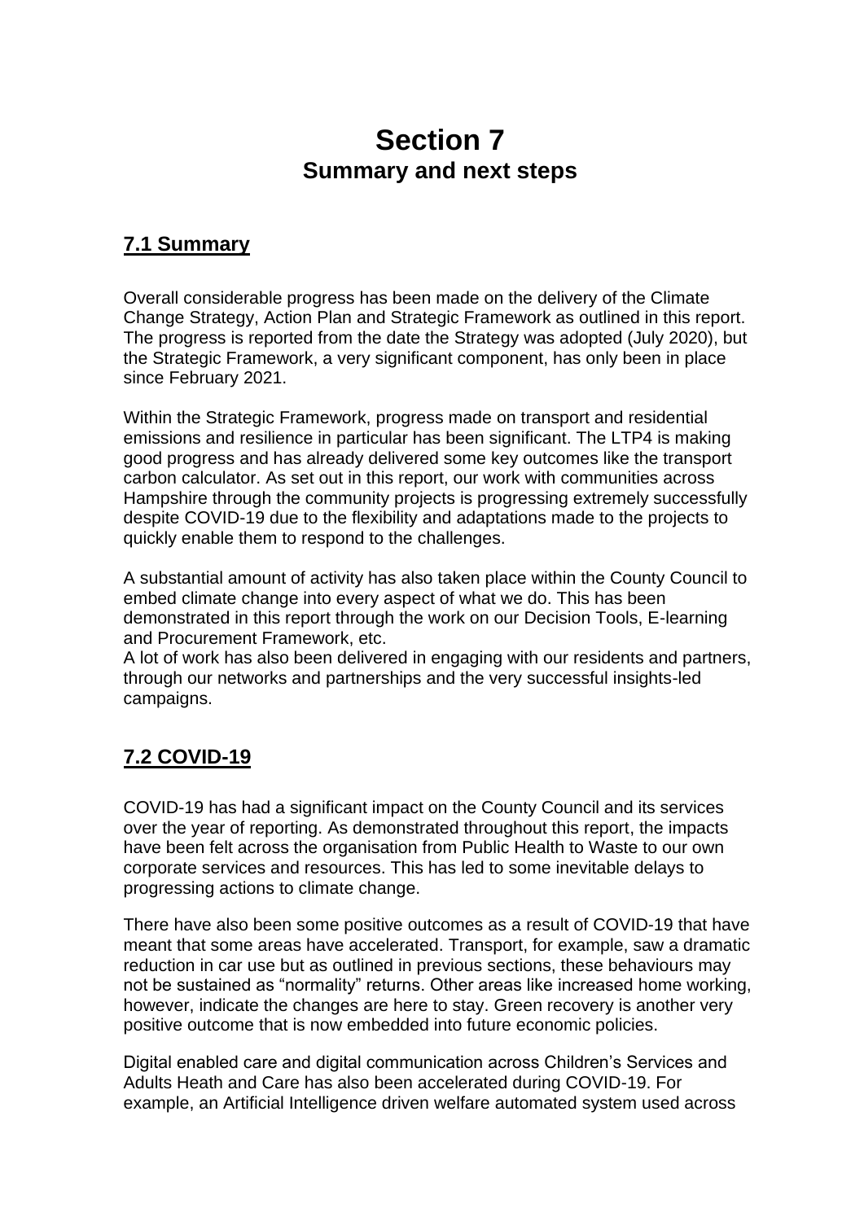# Section 7
## Summary and next steps

### 7.1 Summary

Overall considerable progress has been made on the delivery of the Climate Change Strategy, Action Plan and Strategic Framework as outlined in this report. The progress is reported from the date the Strategy was adopted (July 2020), but the Strategic Framework, a very significant component, has only been in place since February 2021.

Within the Strategic Framework, progress made on transport and residential emissions and resilience in particular has been significant. The LTP4 is making good progress and has already delivered some key outcomes like the transport carbon calculator. As set out in this report, our work with communities across Hampshire through the community projects is progressing extremely successfully despite COVID-19 due to the flexibility and adaptations made to the projects to quickly enable them to respond to the challenges.

A substantial amount of activity has also taken place within the County Council to embed climate change into every aspect of what we do. This has been demonstrated in this report through the work on our Decision Tools, E-learning and Procurement Framework, etc.
A lot of work has also been delivered in engaging with our residents and partners, through our networks and partnerships and the very successful insights-led campaigns.

### 7.2 COVID-19

COVID-19 has had a significant impact on the County Council and its services over the year of reporting. As demonstrated throughout this report, the impacts have been felt across the organisation from Public Health to Waste to our own corporate services and resources. This has led to some inevitable delays to progressing actions to climate change.

There have also been some positive outcomes as a result of COVID-19 that have meant that some areas have accelerated. Transport, for example, saw a dramatic reduction in car use but as outlined in previous sections, these behaviours may not be sustained as "normality" returns. Other areas like increased home working, however, indicate the changes are here to stay. Green recovery is another very positive outcome that is now embedded into future economic policies.

Digital enabled care and digital communication across Children's Services and Adults Heath and Care has also been accelerated during COVID-19. For example, an Artificial Intelligence driven welfare automated system used across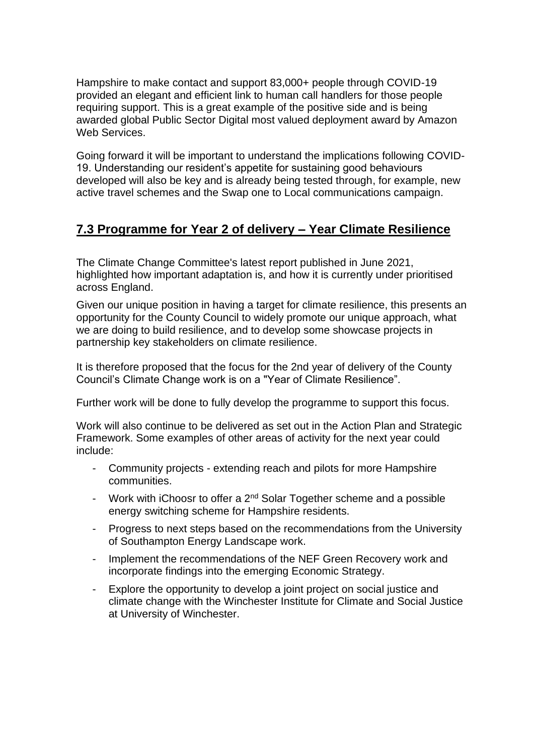Hampshire to make contact and support 83,000+ people through COVID-19 provided an elegant and efficient link to human call handlers for those people requiring support. This is a great example of the positive side and is being awarded global Public Sector Digital most valued deployment award by Amazon Web Services.

Going forward it will be important to understand the implications following COVID-19. Understanding our resident's appetite for sustaining good behaviours developed will also be key and is already being tested through, for example, new active travel schemes and the Swap one to Local communications campaign.

## 7.3 Programme for Year 2 of delivery – Year Climate Resilience

The Climate Change Committee's latest report published in June 2021, highlighted how important adaptation is, and how it is currently under prioritised across England.

Given our unique position in having a target for climate resilience, this presents an opportunity for the County Council to widely promote our unique approach, what we are doing to build resilience, and to develop some showcase projects in partnership key stakeholders on climate resilience.

It is therefore proposed that the focus for the 2nd year of delivery of the County Council's Climate Change work is on a "Year of Climate Resilience".

Further work will be done to fully develop the programme to support this focus.

Work will also continue to be delivered as set out in the Action Plan and Strategic Framework. Some examples of other areas of activity for the next year could include:

- Community projects - extending reach and pilots for more Hampshire communities.
- Work with iChoosr to offer a 2nd Solar Together scheme and a possible energy switching scheme for Hampshire residents.
- Progress to next steps based on the recommendations from the University of Southampton Energy Landscape work.
- Implement the recommendations of the NEF Green Recovery work and incorporate findings into the emerging Economic Strategy.
- Explore the opportunity to develop a joint project on social justice and climate change with the Winchester Institute for Climate and Social Justice at University of Winchester.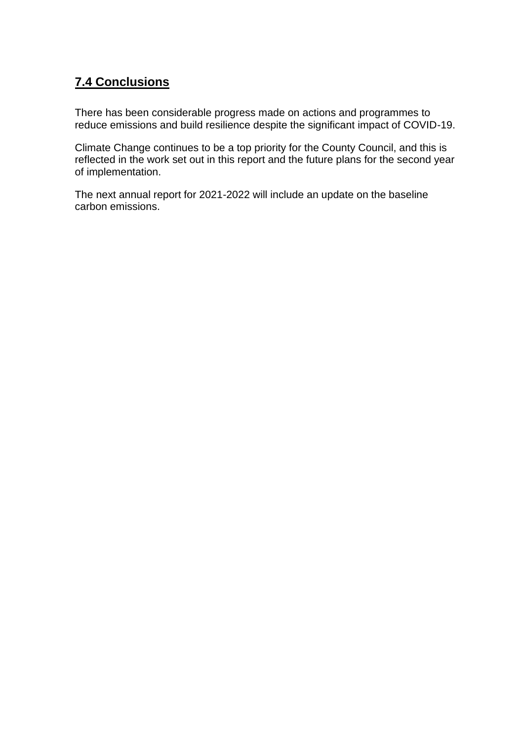## 7.4 Conclusions

There has been considerable progress made on actions and programmes to reduce emissions and build resilience despite the significant impact of COVID-19.

Climate Change continues to be a top priority for the County Council, and this is reflected in the work set out in this report and the future plans for the second year of implementation.

The next annual report for 2021-2022 will include an update on the baseline carbon emissions.